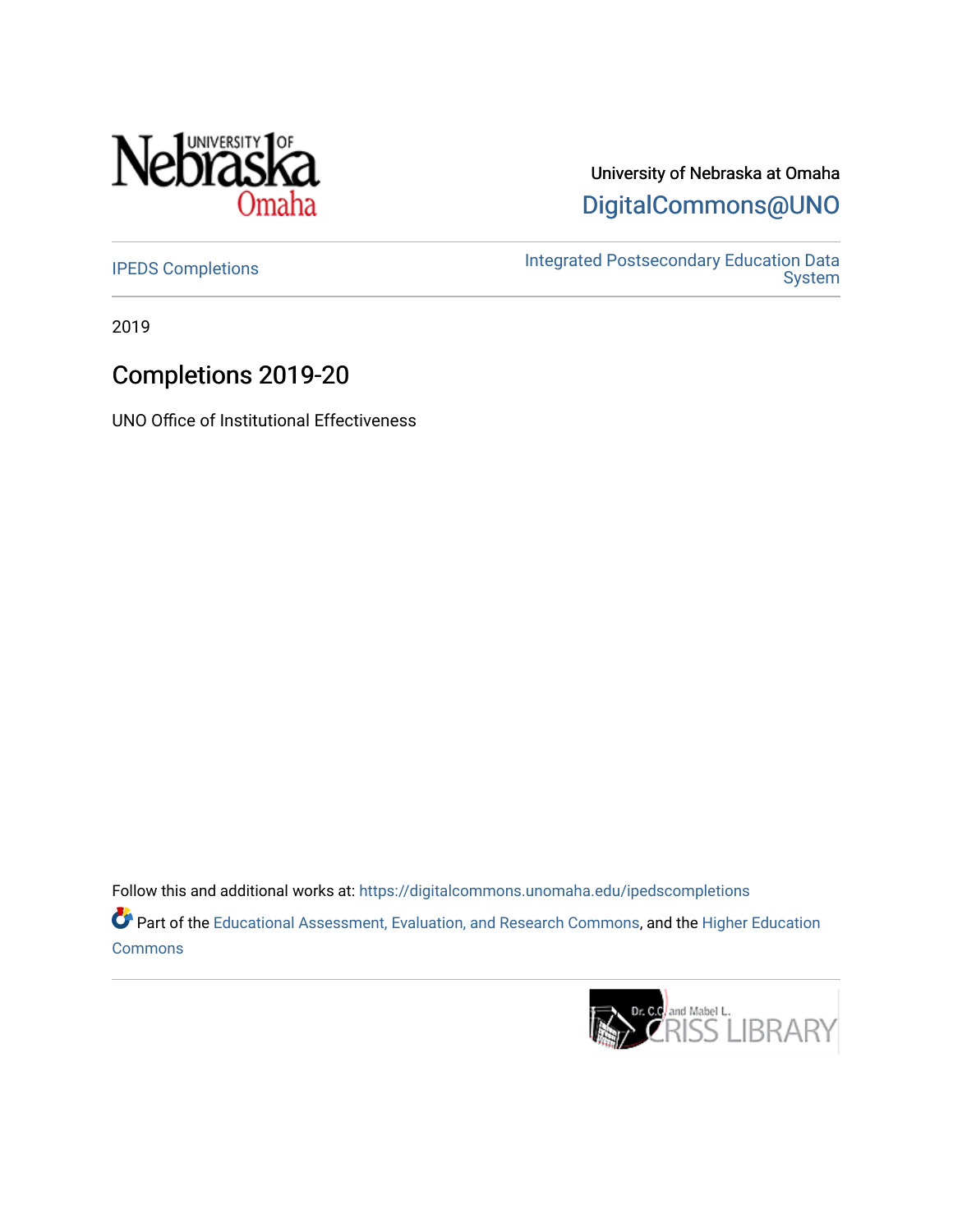University of Nebraska at Omaha

DigitalCommons@UNO

IPEDS Completions

Integrated Postsecondary Education Data System

2019

# Completions 2019-20

UNO Office of Institutional Effectiveness

Follow this and additional works at: https://digitalcommons.unomaha.edu/ipedscompletions

Part of the Educational Assessment, Evaluation, and Research Commons, and the Higher Education Commons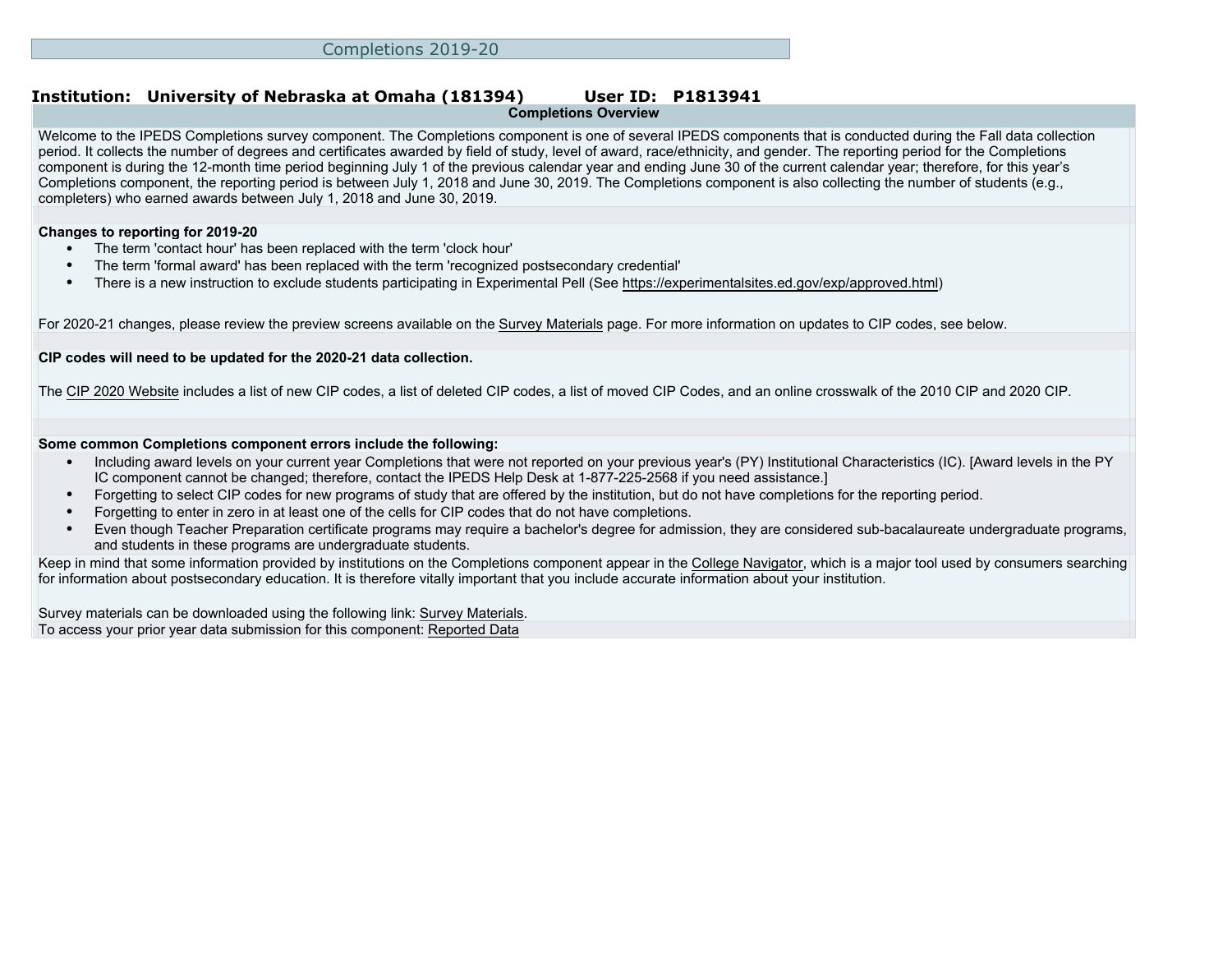# Completions 2019-20

**Institution: University of Nebraska at Omaha (181394) User ID: P1813941**

## Completions Overview

Welcome to the IPEDS Completions survey component. The Completions component is one of several IPEDS components that is conducted during the Fall data collection period. It collects the number of degrees and certificates awarded by field of study, level of award, race/ethnicity, and gender. The reporting period for the Completions component is during the 12-month time period beginning July 1 of the previous calendar year and ending June 30 of the current calendar year; therefore, for this year's Completions component, the reporting period is between July 1, 2018 and June 30, 2019. The Completions component is also collecting the number of students (e.g., completers) who earned awards between July 1, 2018 and June 30, 2019.

**Changes to reporting for 2019-20**

- The term 'contact hour' has been replaced with the term 'clock hour'
- The term 'formal award' has been replaced with the term 'recognized postsecondary credential'
- There is a new instruction to exclude students participating in Experimental Pell (See https://experimentalsites.ed.gov/exp/approved.html)

For 2020-21 changes, please review the preview screens available on the Survey Materials page. For more information on updates to CIP codes, see below.

**CIP codes will need to be updated for the 2020-21 data collection.**

The CIP 2020 Website includes a list of new CIP codes, a list of deleted CIP codes, a list of moved CIP Codes, and an online crosswalk of the 2010 CIP and 2020 CIP.

**Some common Completions component errors include the following:**

- Including award levels on your current year Completions that were not reported on your previous year's (PY) Institutional Characteristics (IC). [Award levels in the PY IC component cannot be changed; therefore, contact the IPEDS Help Desk at 1-877-225-2568 if you need assistance.]
- Forgetting to select CIP codes for new programs of study that are offered by the institution, but do not have completions for the reporting period.
- Forgetting to enter in zero in at least one of the cells for CIP codes that do not have completions.
- Even though Teacher Preparation certificate programs may require a bachelor's degree for admission, they are considered sub-bacalaureate undergraduate programs, and students in these programs are undergraduate students.

Keep in mind that some information provided by institutions on the Completions component appear in the College Navigator, which is a major tool used by consumers searching for information about postsecondary education. It is therefore vitally important that you include accurate information about your institution.

Survey materials can be downloaded using the following link: Survey Materials.

To access your prior year data submission for this component: Reported Data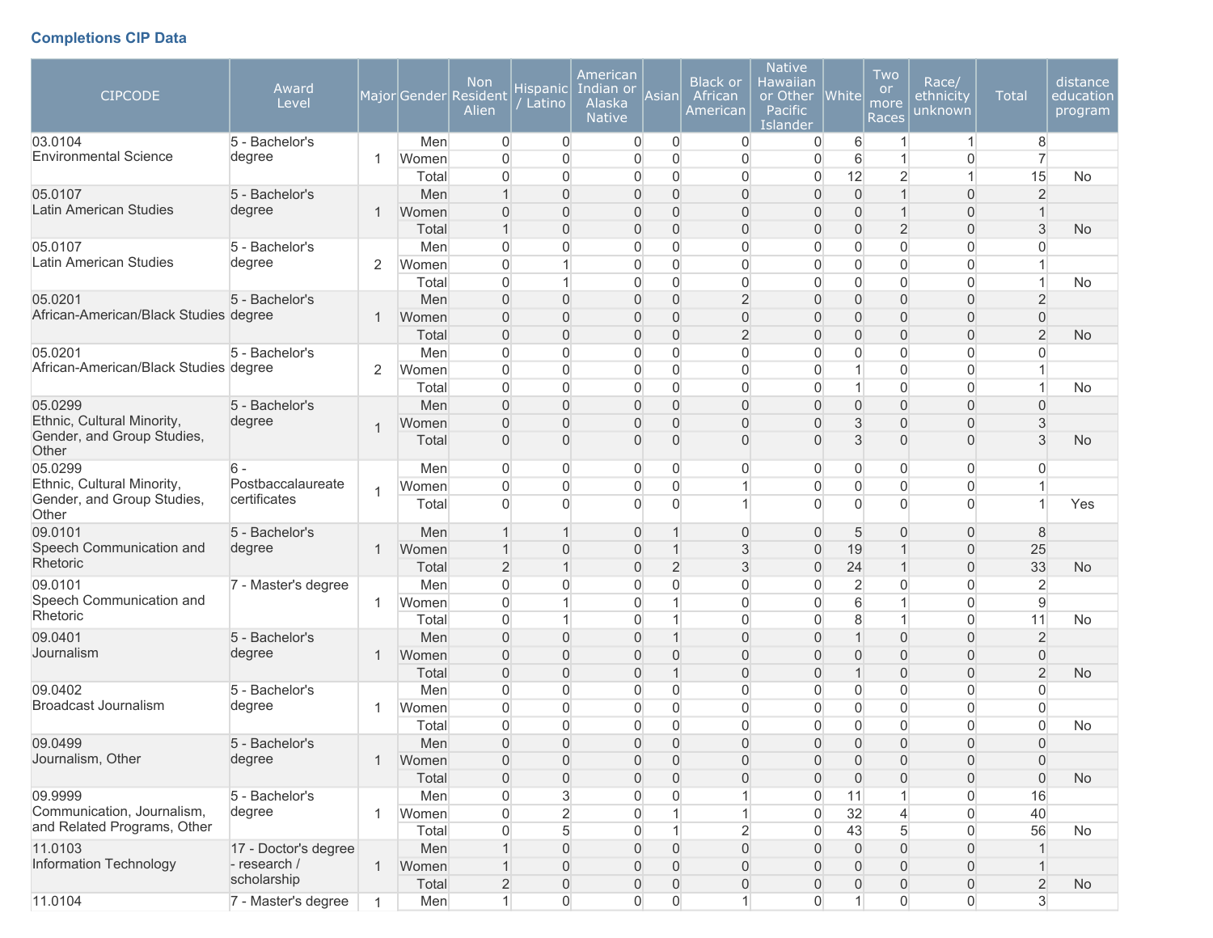### Completions CIP Data

| CIPCODE | Award Level | Major | Gender | Non Resident Alien | Hispanic / Latino | American Indian or Alaska Native | Asian | Black or African American | Native Hawaiian or Other Pacific Islander | White | Two or more Races | Race/ ethnicity unknown | Total | distance education program |
|---|---|---|---|---|---|---|---|---|---|---|---|---|---|---|
| 03.0104 Environmental Science | 5 - Bachelor's degree | 1 | Men | 0 | 0 | 0 | 0 | 0 | 0 | 6 | 1 | 1 | 8 | |
| | | | Women | 0 | 0 | 0 | 0 | 0 | 0 | 6 | 1 | 0 | 7 | |
| | | | Total | 0 | 0 | 0 | 0 | 0 | 0 | 12 | 2 | 1 | 15 | No |
| 05.0107 Latin American Studies | 5 - Bachelor's degree | 1 | Men | 1 | 0 | 0 | 0 | 0 | 0 | 0 | 1 | 0 | 2 | |
| | | | Women | 0 | 0 | 0 | 0 | 0 | 0 | 0 | 1 | 0 | 1 | |
| | | | Total | 1 | 0 | 0 | 0 | 0 | 0 | 0 | 2 | 0 | 3 | No |
| 05.0107 Latin American Studies | 5 - Bachelor's degree | 2 | Men | 0 | 0 | 0 | 0 | 0 | 0 | 0 | 0 | 0 | 0 | |
| | | | Women | 0 | 1 | 0 | 0 | 0 | 0 | 0 | 0 | 0 | 1 | |
| | | | Total | 0 | 1 | 0 | 0 | 0 | 0 | 0 | 0 | 0 | 1 | No |
| 05.0201 African-American/Black Studies | 5 - Bachelor's degree | 1 | Men | 0 | 0 | 0 | 0 | 2 | 0 | 0 | 0 | 0 | 2 | |
| | | | Women | 0 | 0 | 0 | 0 | 0 | 0 | 0 | 0 | 0 | 0 | |
| | | | Total | 0 | 0 | 0 | 0 | 2 | 0 | 0 | 0 | 0 | 2 | No |
| 05.0201 African-American/Black Studies | 5 - Bachelor's degree | 2 | Men | 0 | 0 | 0 | 0 | 0 | 0 | 0 | 0 | 0 | 0 | |
| | | | Women | 0 | 0 | 0 | 0 | 0 | 0 | 1 | 0 | 0 | 1 | |
| | | | Total | 0 | 0 | 0 | 0 | 0 | 0 | 1 | 0 | 0 | 1 | No |
| 05.0299 Ethnic, Cultural Minority, Gender, and Group Studies, Other | 5 - Bachelor's degree | 1 | Men | 0 | 0 | 0 | 0 | 0 | 0 | 0 | 0 | 0 | 0 | |
| | | | Women | 0 | 0 | 0 | 0 | 0 | 0 | 3 | 0 | 0 | 3 | |
| | | | Total | 0 | 0 | 0 | 0 | 0 | 0 | 3 | 0 | 0 | 3 | No |
| 05.0299 Ethnic, Cultural Minority, Gender, and Group Studies, Other | 6 - Postbaccalaureate certificates | 1 | Men | 0 | 0 | 0 | 0 | 0 | 0 | 0 | 0 | 0 | 0 | |
| | | | Women | 0 | 0 | 0 | 0 | 1 | 0 | 0 | 0 | 0 | 1 | |
| | | | Total | 0 | 0 | 0 | 0 | 1 | 0 | 0 | 0 | 0 | 1 | Yes |
| 09.0101 Speech Communication and Rhetoric | 5 - Bachelor's degree | 1 | Men | 1 | 1 | 0 | 1 | 0 | 0 | 5 | 0 | 0 | 8 | |
| | | | Women | 1 | 0 | 0 | 1 | 3 | 0 | 19 | 1 | 0 | 25 | |
| | | | Total | 2 | 1 | 0 | 2 | 3 | 0 | 24 | 1 | 0 | 33 | No |
| 09.0101 Speech Communication and Rhetoric | 7 - Master's degree | 1 | Men | 0 | 0 | 0 | 0 | 0 | 0 | 2 | 0 | 0 | 2 | |
| | | | Women | 0 | 1 | 0 | 1 | 0 | 0 | 6 | 1 | 0 | 9 | |
| | | | Total | 0 | 1 | 0 | 1 | 0 | 0 | 8 | 1 | 0 | 11 | No |
| 09.0401 Journalism | 5 - Bachelor's degree | 1 | Men | 0 | 0 | 0 | 1 | 0 | 0 | 1 | 0 | 0 | 2 | |
| | | | Women | 0 | 0 | 0 | 0 | 0 | 0 | 0 | 0 | 0 | 0 | |
| | | | Total | 0 | 0 | 0 | 1 | 0 | 0 | 1 | 0 | 0 | 2 | No |
| 09.0402 Broadcast Journalism | 5 - Bachelor's degree | 1 | Men | 0 | 0 | 0 | 0 | 0 | 0 | 0 | 0 | 0 | 0 | |
| | | | Women | 0 | 0 | 0 | 0 | 0 | 0 | 0 | 0 | 0 | 0 | |
| | | | Total | 0 | 0 | 0 | 0 | 0 | 0 | 0 | 0 | 0 | 0 | No |
| 09.0499 Journalism, Other | 5 - Bachelor's degree | 1 | Men | 0 | 0 | 0 | 0 | 0 | 0 | 0 | 0 | 0 | 0 | |
| | | | Women | 0 | 0 | 0 | 0 | 0 | 0 | 0 | 0 | 0 | 0 | |
| | | | Total | 0 | 0 | 0 | 0 | 0 | 0 | 0 | 0 | 0 | 0 | No |
| 09.9999 Communication, Journalism, and Related Programs, Other | 5 - Bachelor's degree | 1 | Men | 0 | 3 | 0 | 0 | 1 | 0 | 11 | 1 | 0 | 16 | |
| | | | Women | 0 | 2 | 0 | 1 | 1 | 0 | 32 | 4 | 0 | 40 | |
| | | | Total | 0 | 5 | 0 | 1 | 2 | 0 | 43 | 5 | 0 | 56 | No |
| 11.0103 Information Technology | 17 - Doctor's degree - research / scholarship | 1 | Men | 1 | 0 | 0 | 0 | 0 | 0 | 0 | 0 | 0 | 1 | |
| | | | Women | 1 | 0 | 0 | 0 | 0 | 0 | 0 | 0 | 0 | 1 | |
| | | | Total | 2 | 0 | 0 | 0 | 0 | 0 | 0 | 0 | 0 | 2 | No |
| 11.0104 | 7 - Master's degree | 1 | Men | 1 | 0 | 0 | 0 | 1 | 0 | 1 | 0 | 0 | 3 | |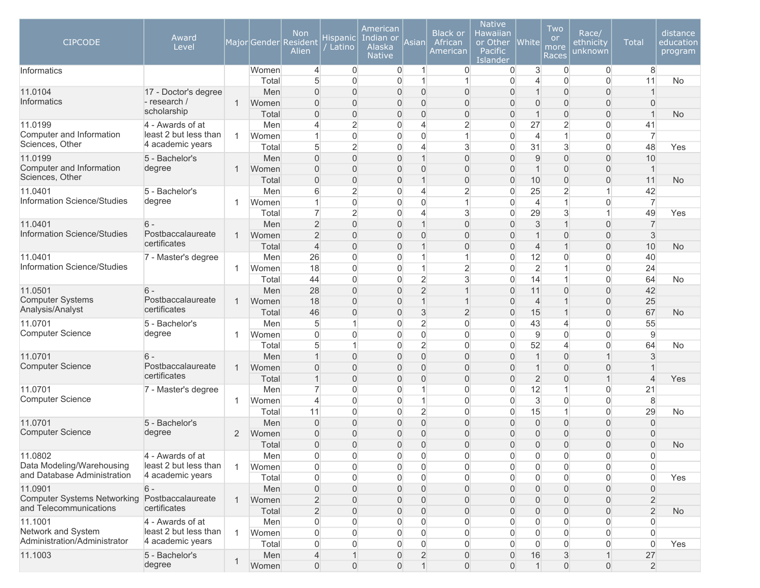| CIPCODE | Award Level | Major | Gender | Non Resident Alien | Hispanic / Latino | American Indian or Alaska Native | Asian | Black or African American | Native Hawaiian or Other Pacific Islander | White | Two or more Races | Race/ ethnicity unknown | Total | distance education program |
|---|---|---|---|---|---|---|---|---|---|---|---|---|---|---|
| Informatics | | | Women | 4 | 0 | 0 | 1 | 0 | 0 | 3 | 0 | 0 | 8 | |
| | | | Total | 5 | 0 | 0 | 1 | 1 | 0 | 4 | 0 | 0 | 11 | No |
| 11.0104 Informatics | 17 - Doctor's degree - research / scholarship | 1 | Men | 0 | 0 | 0 | 0 | 0 | 0 | 1 | 0 | 0 | 1 | |
| | | | Women | 0 | 0 | 0 | 0 | 0 | 0 | 0 | 0 | 0 | 0 | |
| | | | Total | 0 | 0 | 0 | 0 | 0 | 0 | 1 | 0 | 0 | 1 | No |
| 11.0199 Computer and Information Sciences, Other | 4 - Awards of at least 2 but less than 4 academic years | 1 | Men | 4 | 2 | 0 | 4 | 2 | 0 | 27 | 2 | 0 | 41 | |
| | | | Women | 1 | 0 | 0 | 0 | 1 | 0 | 4 | 1 | 0 | 7 | |
| | | | Total | 5 | 2 | 0 | 4 | 3 | 0 | 31 | 3 | 0 | 48 | Yes |
| 11.0199 Computer and Information Sciences, Other | 5 - Bachelor's degree | 1 | Men | 0 | 0 | 0 | 1 | 0 | 0 | 9 | 0 | 0 | 10 | |
| | | | Women | 0 | 0 | 0 | 0 | 0 | 0 | 1 | 0 | 0 | 1 | |
| | | | Total | 0 | 0 | 0 | 1 | 0 | 0 | 10 | 0 | 0 | 11 | No |
| 11.0401 Information Science/Studies | 5 - Bachelor's degree | 1 | Men | 6 | 2 | 0 | 4 | 2 | 0 | 25 | 2 | 1 | 42 | |
| | | | Women | 1 | 0 | 0 | 0 | 1 | 0 | 4 | 1 | 0 | 7 | |
| | | | Total | 7 | 2 | 0 | 4 | 3 | 0 | 29 | 3 | 1 | 49 | Yes |
| 11.0401 Information Science/Studies | 6 - Postbaccalaureate certificates | 1 | Men | 2 | 0 | 0 | 1 | 0 | 0 | 3 | 1 | 0 | 7 | |
| | | | Women | 2 | 0 | 0 | 0 | 0 | 0 | 1 | 0 | 0 | 3 | |
| | | | Total | 4 | 0 | 0 | 1 | 0 | 0 | 4 | 1 | 0 | 10 | No |
| 11.0401 Information Science/Studies | 7 - Master's degree | 1 | Men | 26 | 0 | 0 | 1 | 1 | 0 | 12 | 0 | 0 | 40 | |
| | | | Women | 18 | 0 | 0 | 1 | 2 | 0 | 2 | 1 | 0 | 24 | |
| | | | Total | 44 | 0 | 0 | 2 | 3 | 0 | 14 | 1 | 0 | 64 | No |
| 11.0501 Computer Systems Analysis/Analyst | 6 - Postbaccalaureate certificates | 1 | Men | 28 | 0 | 0 | 2 | 1 | 0 | 11 | 0 | 0 | 42 | |
| | | | Women | 18 | 0 | 0 | 1 | 1 | 0 | 4 | 1 | 0 | 25 | |
| | | | Total | 46 | 0 | 0 | 3 | 2 | 0 | 15 | 1 | 0 | 67 | No |
| 11.0701 Computer Science | 5 - Bachelor's degree | 1 | Men | 5 | 1 | 0 | 2 | 0 | 0 | 43 | 4 | 0 | 55 | |
| | | | Women | 0 | 0 | 0 | 0 | 0 | 0 | 9 | 0 | 0 | 9 | |
| | | | Total | 5 | 1 | 0 | 2 | 0 | 0 | 52 | 4 | 0 | 64 | No |
| 11.0701 Computer Science | 6 - Postbaccalaureate certificates | 1 | Men | 1 | 0 | 0 | 0 | 0 | 0 | 1 | 0 | 1 | 3 | |
| | | | Women | 0 | 0 | 0 | 0 | 0 | 0 | 1 | 0 | 0 | 1 | |
| | | | Total | 1 | 0 | 0 | 0 | 0 | 0 | 2 | 0 | 1 | 4 | Yes |
| 11.0701 Computer Science | 7 - Master's degree | 1 | Men | 7 | 0 | 0 | 1 | 0 | 0 | 12 | 1 | 0 | 21 | |
| | | | Women | 4 | 0 | 0 | 1 | 0 | 0 | 3 | 0 | 0 | 8 | |
| | | | Total | 11 | 0 | 0 | 2 | 0 | 0 | 15 | 1 | 0 | 29 | No |
| 11.0701 Computer Science | 5 - Bachelor's degree | 2 | Men | 0 | 0 | 0 | 0 | 0 | 0 | 0 | 0 | 0 | 0 | |
| | | | Women | 0 | 0 | 0 | 0 | 0 | 0 | 0 | 0 | 0 | 0 | |
| | | | Total | 0 | 0 | 0 | 0 | 0 | 0 | 0 | 0 | 0 | 0 | No |
| 11.0802 Data Modeling/Warehousing and Database Administration | 4 - Awards of at least 2 but less than 4 academic years | 1 | Men | 0 | 0 | 0 | 0 | 0 | 0 | 0 | 0 | 0 | 0 | |
| | | | Women | 0 | 0 | 0 | 0 | 0 | 0 | 0 | 0 | 0 | 0 | |
| | | | Total | 0 | 0 | 0 | 0 | 0 | 0 | 0 | 0 | 0 | 0 | Yes |
| 11.0901 Computer Systems Networking and Telecommunications | 6 - Postbaccalaureate certificates | 1 | Men | 0 | 0 | 0 | 0 | 0 | 0 | 0 | 0 | 0 | 0 | |
| | | | Women | 2 | 0 | 0 | 0 | 0 | 0 | 0 | 0 | 0 | 2 | |
| | | | Total | 2 | 0 | 0 | 0 | 0 | 0 | 0 | 0 | 0 | 2 | No |
| 11.1001 Network and System Administration/Administrator | 4 - Awards of at least 2 but less than 4 academic years | 1 | Men | 0 | 0 | 0 | 0 | 0 | 0 | 0 | 0 | 0 | 0 | |
| | | | Women | 0 | 0 | 0 | 0 | 0 | 0 | 0 | 0 | 0 | 0 | |
| | | | Total | 0 | 0 | 0 | 0 | 0 | 0 | 0 | 0 | 0 | 0 | Yes |
| 11.1003 | 5 - Bachelor's degree | 1 | Men | 4 | 1 | 0 | 2 | 0 | 0 | 16 | 3 | 1 | 27 | |
| | | | Women | 0 | 0 | 0 | 1 | 0 | 0 | 1 | 0 | 0 | 2 | |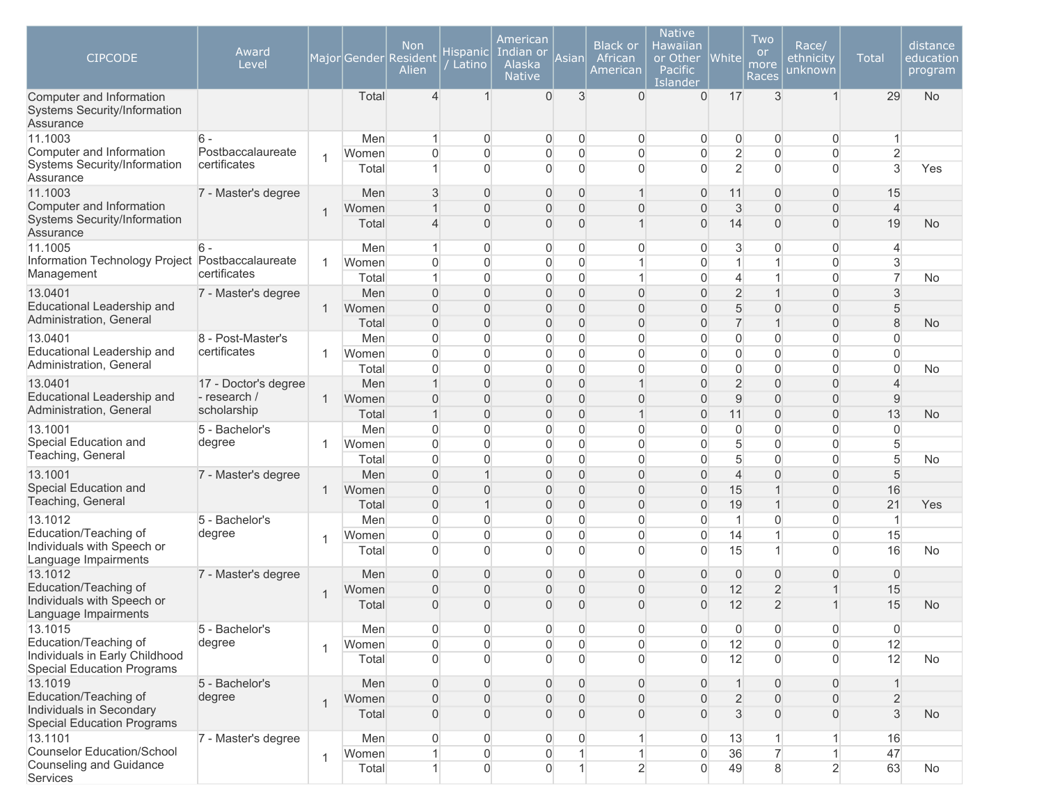| CIPCODE | Award Level | Major | Gender | Non Resident Alien | Hispanic / Latino | American Indian or Alaska Native | Asian | Black or African American | Native Hawaiian or Other Pacific Islander | White | Two or more Races | Race/ ethnicity unknown | Total | distance education program |
|---|---|---|---|---|---|---|---|---|---|---|---|---|---|---|
| Computer and Information Systems Security/Information Assurance | | | Total | 4 | 1 | 0 | 3 | 0 | 0 | 17 | 3 | 1 | 29 | No |
| 11.1003 Computer and Information Systems Security/Information Assurance | 6 - Postbaccalaureate certificates | 1 | Men | 1 | 0 | 0 | 0 | 0 | 0 | 0 | 0 | 0 | 1 | |
| | | | Women | 0 | 0 | 0 | 0 | 0 | 0 | 2 | 0 | 0 | 2 | |
| | | | Total | 1 | 0 | 0 | 0 | 0 | 0 | 2 | 0 | 0 | 3 | Yes |
| 11.1003 Computer and Information Systems Security/Information Assurance | 7 - Master's degree | 1 | Men | 3 | 0 | 0 | 0 | 1 | 0 | 11 | 0 | 0 | 15 | |
| | | | Women | 1 | 0 | 0 | 0 | 0 | 0 | 3 | 0 | 0 | 4 | |
| | | | Total | 4 | 0 | 0 | 0 | 1 | 0 | 14 | 0 | 0 | 19 | No |
| 11.1005 Information Technology Project Management | 6 - Postbaccalaureate certificates | 1 | Men | 1 | 0 | 0 | 0 | 0 | 0 | 3 | 0 | 0 | 4 | |
| | | | Women | 0 | 0 | 0 | 0 | 1 | 0 | 1 | 1 | 0 | 3 | |
| | | | Total | 1 | 0 | 0 | 0 | 1 | 0 | 4 | 1 | 0 | 7 | No |
| 13.0401 Educational Leadership and Administration, General | 7 - Master's degree | 1 | Men | 0 | 0 | 0 | 0 | 0 | 0 | 2 | 1 | 0 | 3 | |
| | | | Women | 0 | 0 | 0 | 0 | 0 | 0 | 5 | 0 | 0 | 5 | |
| | | | Total | 0 | 0 | 0 | 0 | 0 | 0 | 7 | 1 | 0 | 8 | No |
| 13.0401 Educational Leadership and Administration, General | 8 - Post-Master's certificates | 1 | Men | 0 | 0 | 0 | 0 | 0 | 0 | 0 | 0 | 0 | 0 | |
| | | | Women | 0 | 0 | 0 | 0 | 0 | 0 | 0 | 0 | 0 | 0 | |
| | | | Total | 0 | 0 | 0 | 0 | 0 | 0 | 0 | 0 | 0 | 0 | No |
| 13.0401 Educational Leadership and Administration, General | 17 - Doctor's degree - research / scholarship | 1 | Men | 1 | 0 | 0 | 0 | 1 | 0 | 2 | 0 | 0 | 4 | |
| | | | Women | 0 | 0 | 0 | 0 | 0 | 0 | 9 | 0 | 0 | 9 | |
| | | | Total | 1 | 0 | 0 | 0 | 1 | 0 | 11 | 0 | 0 | 13 | No |
| 13.1001 Special Education and Teaching, General | 5 - Bachelor's degree | 1 | Men | 0 | 0 | 0 | 0 | 0 | 0 | 0 | 0 | 0 | 0 | |
| | | | Women | 0 | 0 | 0 | 0 | 0 | 0 | 5 | 0 | 0 | 5 | |
| | | | Total | 0 | 0 | 0 | 0 | 0 | 0 | 5 | 0 | 0 | 5 | No |
| 13.1001 Special Education and Teaching, General | 7 - Master's degree | 1 | Men | 0 | 1 | 0 | 0 | 0 | 0 | 4 | 0 | 0 | 5 | |
| | | | Women | 0 | 0 | 0 | 0 | 0 | 0 | 15 | 1 | 0 | 16 | |
| | | | Total | 0 | 1 | 0 | 0 | 0 | 0 | 19 | 1 | 0 | 21 | Yes |
| 13.1012 Education/Teaching of Individuals with Speech or Language Impairments | 5 - Bachelor's degree | 1 | Men | 0 | 0 | 0 | 0 | 0 | 0 | 1 | 0 | 0 | 1 | |
| | | | Women | 0 | 0 | 0 | 0 | 0 | 0 | 14 | 1 | 0 | 15 | |
| | | | Total | 0 | 0 | 0 | 0 | 0 | 0 | 15 | 1 | 0 | 16 | No |
| 13.1012 Education/Teaching of Individuals with Speech or Language Impairments | 7 - Master's degree | 1 | Men | 0 | 0 | 0 | 0 | 0 | 0 | 0 | 0 | 0 | 0 | |
| | | | Women | 0 | 0 | 0 | 0 | 0 | 0 | 12 | 2 | 1 | 15 | |
| | | | Total | 0 | 0 | 0 | 0 | 0 | 0 | 12 | 2 | 1 | 15 | No |
| 13.1015 Education/Teaching of Individuals in Early Childhood Special Education Programs | 5 - Bachelor's degree | 1 | Men | 0 | 0 | 0 | 0 | 0 | 0 | 0 | 0 | 0 | 0 | |
| | | | Women | 0 | 0 | 0 | 0 | 0 | 0 | 12 | 0 | 0 | 12 | |
| | | | Total | 0 | 0 | 0 | 0 | 0 | 0 | 12 | 0 | 0 | 12 | No |
| 13.1019 Education/Teaching of Individuals in Secondary Special Education Programs | 5 - Bachelor's degree | 1 | Men | 0 | 0 | 0 | 0 | 0 | 0 | 1 | 0 | 0 | 1 | |
| | | | Women | 0 | 0 | 0 | 0 | 0 | 0 | 2 | 0 | 0 | 2 | |
| | | | Total | 0 | 0 | 0 | 0 | 0 | 0 | 3 | 0 | 0 | 3 | No |
| 13.1101 Counselor Education/School Counseling and Guidance Services | 7 - Master's degree | 1 | Men | 0 | 0 | 0 | 0 | 1 | 0 | 13 | 1 | 1 | 16 | |
| | | | Women | 1 | 0 | 0 | 1 | 1 | 0 | 36 | 7 | 1 | 47 | |
| | | | Total | 1 | 0 | 0 | 1 | 2 | 0 | 49 | 8 | 2 | 63 | No |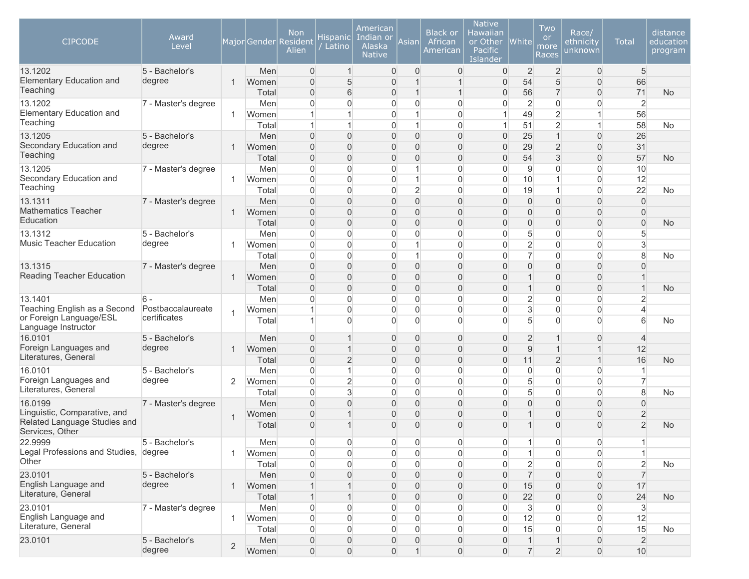| CIPCODE | Award Level | Major | Gender | Non Resident Alien | Hispanic / Latino | American Indian or Alaska Native | Asian | Black or African American | Native Hawaiian or Other Pacific Islander | White | Two or more Races | Race/ ethnicity unknown | Total | distance education program |
|---|---|---|---|---|---|---|---|---|---|---|---|---|---|---|
| 13.1202 Elementary Education and Teaching | 5 - Bachelor's degree | 1 | Men | 0 | 1 | 0 | 0 | 0 | 0 | 2 | 2 | 0 | 5 | |
| | | | Women | 0 | 5 | 0 | 1 | 1 | 0 | 54 | 5 | 0 | 66 | |
| | | | Total | 0 | 6 | 0 | 1 | 1 | 0 | 56 | 7 | 0 | 71 | No |
| 13.1202 Elementary Education and Teaching | 7 - Master's degree | 1 | Men | 0 | 0 | 0 | 0 | 0 | 0 | 2 | 0 | 0 | 2 | |
| | | | Women | 1 | 1 | 0 | 1 | 0 | 1 | 49 | 2 | 1 | 56 | |
| | | | Total | 1 | 1 | 0 | 1 | 0 | 1 | 51 | 2 | 1 | 58 | No |
| 13.1205 Secondary Education and Teaching | 5 - Bachelor's degree | 1 | Men | 0 | 0 | 0 | 0 | 0 | 0 | 25 | 1 | 0 | 26 | |
| | | | Women | 0 | 0 | 0 | 0 | 0 | 0 | 29 | 2 | 0 | 31 | |
| | | | Total | 0 | 0 | 0 | 0 | 0 | 0 | 54 | 3 | 0 | 57 | No |
| 13.1205 Secondary Education and Teaching | 7 - Master's degree | 1 | Men | 0 | 0 | 0 | 1 | 0 | 0 | 9 | 0 | 0 | 10 | |
| | | | Women | 0 | 0 | 0 | 1 | 0 | 0 | 10 | 1 | 0 | 12 | |
| | | | Total | 0 | 0 | 0 | 2 | 0 | 0 | 19 | 1 | 0 | 22 | No |
| 13.1311 Mathematics Teacher Education | 7 - Master's degree | 1 | Men | 0 | 0 | 0 | 0 | 0 | 0 | 0 | 0 | 0 | 0 | |
| | | | Women | 0 | 0 | 0 | 0 | 0 | 0 | 0 | 0 | 0 | 0 | |
| | | | Total | 0 | 0 | 0 | 0 | 0 | 0 | 0 | 0 | 0 | 0 | No |
| 13.1312 Music Teacher Education | 5 - Bachelor's degree | 1 | Men | 0 | 0 | 0 | 0 | 0 | 0 | 5 | 0 | 0 | 5 | |
| | | | Women | 0 | 0 | 0 | 1 | 0 | 0 | 2 | 0 | 0 | 3 | |
| | | | Total | 0 | 0 | 0 | 1 | 0 | 0 | 7 | 0 | 0 | 8 | No |
| 13.1315 Reading Teacher Education | 7 - Master's degree | 1 | Men | 0 | 0 | 0 | 0 | 0 | 0 | 0 | 0 | 0 | 0 | |
| | | | Women | 0 | 0 | 0 | 0 | 0 | 0 | 1 | 0 | 0 | 1 | |
| | | | Total | 0 | 0 | 0 | 0 | 0 | 0 | 1 | 0 | 0 | 1 | No |
| 13.1401 Teaching English as a Second or Foreign Language/ESL Language Instructor | 6 - Postbaccalaureate certificates | 1 | Men | 0 | 0 | 0 | 0 | 0 | 0 | 2 | 0 | 0 | 2 | |
| | | | Women | 1 | 0 | 0 | 0 | 0 | 0 | 3 | 0 | 0 | 4 | |
| | | | Total | 1 | 0 | 0 | 0 | 0 | 0 | 5 | 0 | 0 | 6 | No |
| 16.0101 Foreign Languages and Literatures, General | 5 - Bachelor's degree | 1 | Men | 0 | 1 | 0 | 0 | 0 | 0 | 2 | 1 | 0 | 4 | |
| | | | Women | 0 | 1 | 0 | 0 | 0 | 0 | 9 | 1 | 1 | 12 | |
| | | | Total | 0 | 2 | 0 | 0 | 0 | 0 | 11 | 2 | 1 | 16 | No |
| 16.0101 Foreign Languages and Literatures, General | 5 - Bachelor's degree | 2 | Men | 0 | 1 | 0 | 0 | 0 | 0 | 0 | 0 | 0 | 1 | |
| | | | Women | 0 | 2 | 0 | 0 | 0 | 0 | 5 | 0 | 0 | 7 | |
| | | | Total | 0 | 3 | 0 | 0 | 0 | 0 | 5 | 0 | 0 | 8 | No |
| 16.0199 Linguistic, Comparative, and Related Language Studies and Services, Other | 7 - Master's degree | 1 | Men | 0 | 0 | 0 | 0 | 0 | 0 | 0 | 0 | 0 | 0 | |
| | | | Women | 0 | 1 | 0 | 0 | 0 | 0 | 1 | 0 | 0 | 2 | |
| | | | Total | 0 | 1 | 0 | 0 | 0 | 0 | 1 | 0 | 0 | 2 | No |
| 22.9999 Legal Professions and Studies, Other | 5 - Bachelor's degree | 1 | Men | 0 | 0 | 0 | 0 | 0 | 0 | 1 | 0 | 0 | 1 | |
| | | | Women | 0 | 0 | 0 | 0 | 0 | 0 | 1 | 0 | 0 | 1 | |
| | | | Total | 0 | 0 | 0 | 0 | 0 | 0 | 2 | 0 | 0 | 2 | No |
| 23.0101 English Language and Literature, General | 5 - Bachelor's degree | 1 | Men | 0 | 0 | 0 | 0 | 0 | 0 | 7 | 0 | 0 | 7 | |
| | | | Women | 1 | 1 | 0 | 0 | 0 | 0 | 15 | 0 | 0 | 17 | |
| | | | Total | 1 | 1 | 0 | 0 | 0 | 0 | 22 | 0 | 0 | 24 | No |
| 23.0101 English Language and Literature, General | 7 - Master's degree | 1 | Men | 0 | 0 | 0 | 0 | 0 | 0 | 3 | 0 | 0 | 3 | |
| | | | Women | 0 | 0 | 0 | 0 | 0 | 0 | 12 | 0 | 0 | 12 | |
| | | | Total | 0 | 0 | 0 | 0 | 0 | 0 | 15 | 0 | 0 | 15 | No |
| 23.0101 | 5 - Bachelor's degree | 2 | Men | 0 | 0 | 0 | 0 | 0 | 0 | 1 | 1 | 0 | 2 | |
| | | | Women | 0 | 0 | 0 | 1 | 0 | 0 | 7 | 2 | 0 | 10 | |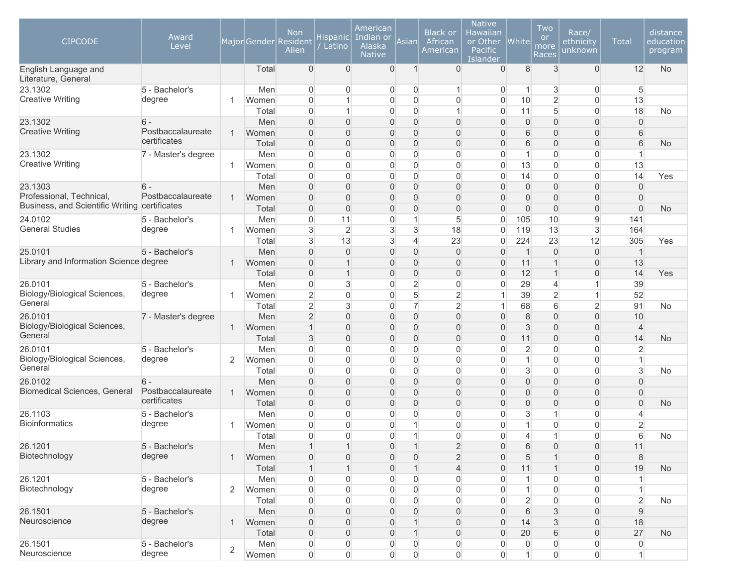| CIPCODE | Award Level | Major | Gender | Non Resident Alien | Hispanic / Latino | American Indian or Alaska Native | Asian | Black or African American | Native Hawaiian or Other Pacific Islander | White | Two or more Races | Race/ ethnicity unknown | Total | distance education program |
|---|---|---|---|---|---|---|---|---|---|---|---|---|---|---|
| English Language and Literature, General | | | Total | 0 | 0 | 0 | 1 | 0 | 0 | 8 | 3 | 0 | 12 | No |
| 23.1302 Creative Writing | 5 - Bachelor's degree | 1 | Men | 0 | 0 | 0 | 0 | 1 | 0 | 1 | 3 | 0 | 5 | |
| | | | Women | 0 | 1 | 0 | 0 | 0 | 0 | 10 | 2 | 0 | 13 | |
| | | | Total | 0 | 1 | 0 | 0 | 1 | 0 | 11 | 5 | 0 | 18 | No |
| 23.1302 Creative Writing | 6 - Postbaccalaureate certificates | 1 | Men | 0 | 0 | 0 | 0 | 0 | 0 | 0 | 0 | 0 | 0 | |
| | | | Women | 0 | 0 | 0 | 0 | 0 | 0 | 6 | 0 | 0 | 6 | |
| | | | Total | 0 | 0 | 0 | 0 | 0 | 0 | 6 | 0 | 0 | 6 | No |
| 23.1302 Creative Writing | 7 - Master's degree | 1 | Men | 0 | 0 | 0 | 0 | 0 | 0 | 1 | 0 | 0 | 1 | |
| | | | Women | 0 | 0 | 0 | 0 | 0 | 0 | 13 | 0 | 0 | 13 | |
| | | | Total | 0 | 0 | 0 | 0 | 0 | 0 | 14 | 0 | 0 | 14 | Yes |
| 23.1303 Professional, Technical, Business, and Scientific Writing | 6 - Postbaccalaureate certificates | 1 | Men | 0 | 0 | 0 | 0 | 0 | 0 | 0 | 0 | 0 | 0 | |
| | | | Women | 0 | 0 | 0 | 0 | 0 | 0 | 0 | 0 | 0 | 0 | |
| | | | Total | 0 | 0 | 0 | 0 | 0 | 0 | 0 | 0 | 0 | 0 | No |
| 24.0102 General Studies | 5 - Bachelor's degree | 1 | Men | 0 | 11 | 0 | 1 | 5 | 0 | 105 | 10 | 9 | 141 | |
| | | | Women | 3 | 2 | 3 | 3 | 18 | 0 | 119 | 13 | 3 | 164 | |
| | | | Total | 3 | 13 | 3 | 4 | 23 | 0 | 224 | 23 | 12 | 305 | Yes |
| 25.0101 Library and Information Science | 5 - Bachelor's degree | 1 | Men | 0 | 0 | 0 | 0 | 0 | 0 | 1 | 0 | 0 | 1 | |
| | | | Women | 0 | 1 | 0 | 0 | 0 | 0 | 11 | 1 | 0 | 13 | |
| | | | Total | 0 | 1 | 0 | 0 | 0 | 0 | 12 | 1 | 0 | 14 | Yes |
| 26.0101 Biology/Biological Sciences, General | 5 - Bachelor's degree | 1 | Men | 0 | 3 | 0 | 2 | 0 | 0 | 29 | 4 | 1 | 39 | |
| | | | Women | 2 | 0 | 0 | 5 | 2 | 1 | 39 | 2 | 1 | 52 | |
| | | | Total | 2 | 3 | 0 | 7 | 2 | 1 | 68 | 6 | 2 | 91 | No |
| 26.0101 Biology/Biological Sciences, General | 7 - Master's degree | 1 | Men | 2 | 0 | 0 | 0 | 0 | 0 | 8 | 0 | 0 | 10 | |
| | | | Women | 1 | 0 | 0 | 0 | 0 | 0 | 3 | 0 | 0 | 4 | |
| | | | Total | 3 | 0 | 0 | 0 | 0 | 0 | 11 | 0 | 0 | 14 | No |
| 26.0101 Biology/Biological Sciences, General | 5 - Bachelor's degree | 2 | Men | 0 | 0 | 0 | 0 | 0 | 0 | 2 | 0 | 0 | 2 | |
| | | | Women | 0 | 0 | 0 | 0 | 0 | 0 | 1 | 0 | 0 | 1 | |
| | | | Total | 0 | 0 | 0 | 0 | 0 | 0 | 3 | 0 | 0 | 3 | No |
| 26.0102 Biomedical Sciences, General | 6 - Postbaccalaureate certificates | 1 | Men | 0 | 0 | 0 | 0 | 0 | 0 | 0 | 0 | 0 | 0 | |
| | | | Women | 0 | 0 | 0 | 0 | 0 | 0 | 0 | 0 | 0 | 0 | |
| | | | Total | 0 | 0 | 0 | 0 | 0 | 0 | 0 | 0 | 0 | 0 | No |
| 26.1103 Bioinformatics | 5 - Bachelor's degree | 1 | Men | 0 | 0 | 0 | 0 | 0 | 0 | 3 | 1 | 0 | 4 | |
| | | | Women | 0 | 0 | 0 | 1 | 0 | 0 | 1 | 0 | 0 | 2 | |
| | | | Total | 0 | 0 | 0 | 1 | 0 | 0 | 4 | 1 | 0 | 6 | No |
| 26.1201 Biotechnology | 5 - Bachelor's degree | 1 | Men | 1 | 1 | 0 | 1 | 2 | 0 | 6 | 0 | 0 | 11 | |
| | | | Women | 0 | 0 | 0 | 0 | 2 | 0 | 5 | 1 | 0 | 8 | |
| | | | Total | 1 | 1 | 0 | 1 | 4 | 0 | 11 | 1 | 0 | 19 | No |
| 26.1201 Biotechnology | 5 - Bachelor's degree | 2 | Men | 0 | 0 | 0 | 0 | 0 | 0 | 1 | 0 | 0 | 1 | |
| | | | Women | 0 | 0 | 0 | 0 | 0 | 0 | 1 | 0 | 0 | 1 | |
| | | | Total | 0 | 0 | 0 | 0 | 0 | 0 | 2 | 0 | 0 | 2 | No |
| 26.1501 Neuroscience | 5 - Bachelor's degree | 1 | Men | 0 | 0 | 0 | 0 | 0 | 0 | 6 | 3 | 0 | 9 | |
| | | | Women | 0 | 0 | 0 | 1 | 0 | 0 | 14 | 3 | 0 | 18 | |
| | | | Total | 0 | 0 | 0 | 1 | 0 | 0 | 20 | 6 | 0 | 27 | No |
| 26.1501 Neuroscience | 5 - Bachelor's degree | 2 | Men | 0 | 0 | 0 | 0 | 0 | 0 | 0 | 0 | 0 | 0 | |
| | | | Women | 0 | 0 | 0 | 0 | 0 | 0 | 1 | 0 | 0 | 1 | |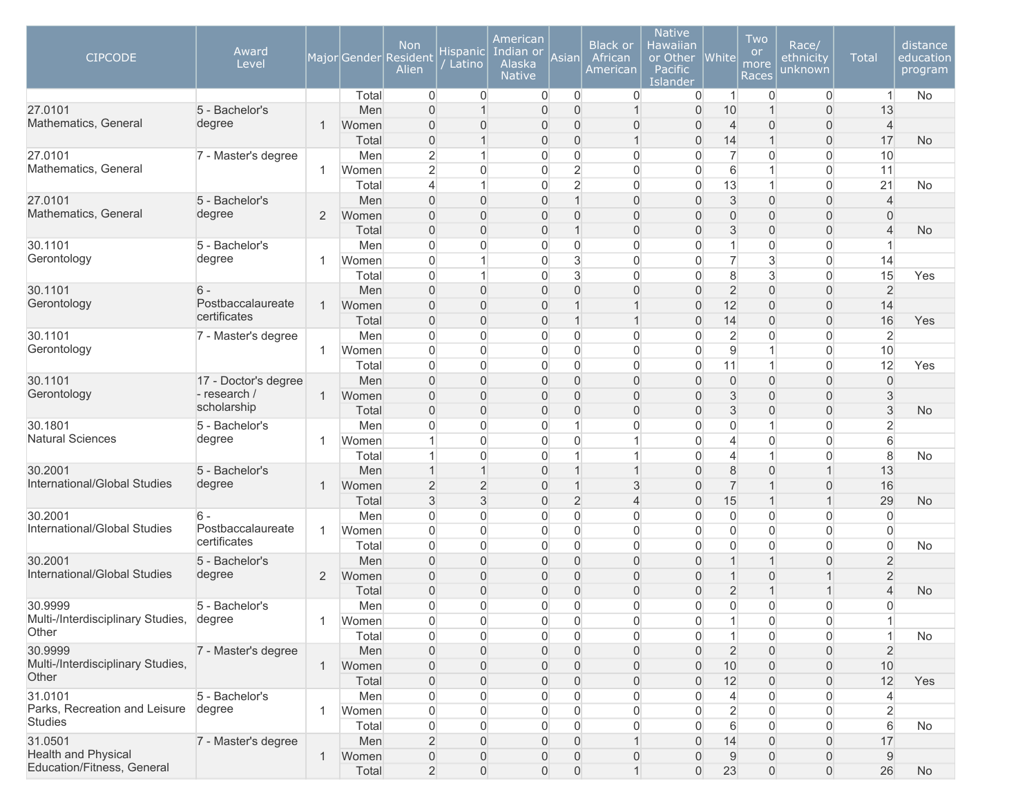| CIPCODE | Award Level | Major | Gender | Non Resident Alien | Hispanic / Latino | American Indian or Alaska Native | Asian | Black or African American | Native Hawaiian or Other Pacific Islander | White | Two or more Races | Race/ ethnicity unknown | Total | distance education program |
|---|---|---|---|---|---|---|---|---|---|---|---|---|---|---|
| | | | Total | 0 | 0 | 0 | 0 | 0 | 0 | 1 | 0 | 0 | 1 | No |
| 27.0101 Mathematics, General | 5 - Bachelor's degree | 1 | Men | 0 | 1 | 0 | 0 | 1 | 0 | 10 | 1 | 0 | 13 | |
| | | | Women | 0 | 0 | 0 | 0 | 0 | 0 | 4 | 0 | 0 | 4 | |
| | | | Total | 0 | 1 | 0 | 0 | 1 | 0 | 14 | 1 | 0 | 17 | No |
| 27.0101 Mathematics, General | 7 - Master's degree | 1 | Men | 2 | 1 | 0 | 0 | 0 | 0 | 7 | 0 | 0 | 10 | |
| | | | Women | 2 | 0 | 0 | 2 | 0 | 0 | 6 | 1 | 0 | 11 | |
| | | | Total | 4 | 1 | 0 | 2 | 0 | 0 | 13 | 1 | 0 | 21 | No |
| 27.0101 Mathematics, General | 5 - Bachelor's degree | 2 | Men | 0 | 0 | 0 | 1 | 0 | 0 | 3 | 0 | 0 | 4 | |
| | | | Women | 0 | 0 | 0 | 0 | 0 | 0 | 0 | 0 | 0 | 0 | |
| | | | Total | 0 | 0 | 0 | 1 | 0 | 0 | 3 | 0 | 0 | 4 | No |
| 30.1101 Gerontology | 5 - Bachelor's degree | 1 | Men | 0 | 0 | 0 | 0 | 0 | 0 | 1 | 0 | 0 | 1 | |
| | | | Women | 0 | 1 | 0 | 3 | 0 | 0 | 7 | 3 | 0 | 14 | |
| | | | Total | 0 | 1 | 0 | 3 | 0 | 0 | 8 | 3 | 0 | 15 | Yes |
| 30.1101 Gerontology | 6 - Postbaccalaureate certificates | 1 | Men | 0 | 0 | 0 | 0 | 0 | 0 | 2 | 0 | 0 | 2 | |
| | | | Women | 0 | 0 | 0 | 1 | 1 | 0 | 12 | 0 | 0 | 14 | |
| | | | Total | 0 | 0 | 0 | 1 | 1 | 0 | 14 | 0 | 0 | 16 | Yes |
| 30.1101 Gerontology | 7 - Master's degree | 1 | Men | 0 | 0 | 0 | 0 | 0 | 0 | 2 | 0 | 0 | 2 | |
| | | | Women | 0 | 0 | 0 | 0 | 0 | 0 | 9 | 1 | 0 | 10 | |
| | | | Total | 0 | 0 | 0 | 0 | 0 | 0 | 11 | 1 | 0 | 12 | Yes |
| 30.1101 Gerontology | 17 - Doctor's degree - research / scholarship | 1 | Men | 0 | 0 | 0 | 0 | 0 | 0 | 0 | 0 | 0 | 0 | |
| | | | Women | 0 | 0 | 0 | 0 | 0 | 0 | 3 | 0 | 0 | 3 | |
| | | | Total | 0 | 0 | 0 | 0 | 0 | 0 | 3 | 0 | 0 | 3 | No |
| 30.1801 Natural Sciences | 5 - Bachelor's degree | 1 | Men | 0 | 0 | 0 | 1 | 0 | 0 | 0 | 1 | 0 | 2 | |
| | | | Women | 1 | 0 | 0 | 0 | 1 | 0 | 4 | 0 | 0 | 6 | |
| | | | Total | 1 | 0 | 0 | 1 | 1 | 0 | 4 | 1 | 0 | 8 | No |
| 30.2001 International/Global Studies | 5 - Bachelor's degree | 1 | Men | 1 | 1 | 0 | 1 | 1 | 0 | 8 | 0 | 1 | 13 | |
| | | | Women | 2 | 2 | 0 | 1 | 3 | 0 | 7 | 1 | 0 | 16 | |
| | | | Total | 3 | 3 | 0 | 2 | 4 | 0 | 15 | 1 | 1 | 29 | No |
| 30.2001 International/Global Studies | 6 - Postbaccalaureate certificates | 1 | Men | 0 | 0 | 0 | 0 | 0 | 0 | 0 | 0 | 0 | 0 | |
| | | | Women | 0 | 0 | 0 | 0 | 0 | 0 | 0 | 0 | 0 | 0 | |
| | | | Total | 0 | 0 | 0 | 0 | 0 | 0 | 0 | 0 | 0 | 0 | No |
| 30.2001 International/Global Studies | 5 - Bachelor's degree | 2 | Men | 0 | 0 | 0 | 0 | 0 | 0 | 1 | 1 | 0 | 2 | |
| | | | Women | 0 | 0 | 0 | 0 | 0 | 0 | 1 | 0 | 1 | 2 | |
| | | | Total | 0 | 0 | 0 | 0 | 0 | 0 | 2 | 1 | 1 | 4 | No |
| 30.9999 Multi-/Interdisciplinary Studies, Other | 5 - Bachelor's degree | 1 | Men | 0 | 0 | 0 | 0 | 0 | 0 | 0 | 0 | 0 | 0 | |
| | | | Women | 0 | 0 | 0 | 0 | 0 | 0 | 1 | 0 | 0 | 1 | |
| | | | Total | 0 | 0 | 0 | 0 | 0 | 0 | 1 | 0 | 0 | 1 | No |
| 30.9999 Multi-/Interdisciplinary Studies, Other | 7 - Master's degree | 1 | Men | 0 | 0 | 0 | 0 | 0 | 0 | 2 | 0 | 0 | 2 | |
| | | | Women | 0 | 0 | 0 | 0 | 0 | 0 | 10 | 0 | 0 | 10 | |
| | | | Total | 0 | 0 | 0 | 0 | 0 | 0 | 12 | 0 | 0 | 12 | Yes |
| 31.0101 Parks, Recreation and Leisure Studies | 5 - Bachelor's degree | 1 | Men | 0 | 0 | 0 | 0 | 0 | 0 | 4 | 0 | 0 | 4 | |
| | | | Women | 0 | 0 | 0 | 0 | 0 | 0 | 2 | 0 | 0 | 2 | |
| | | | Total | 0 | 0 | 0 | 0 | 0 | 0 | 6 | 0 | 0 | 6 | No |
| 31.0501 Health and Physical Education/Fitness, General | 7 - Master's degree | 1 | Men | 2 | 0 | 0 | 0 | 1 | 0 | 14 | 0 | 0 | 17 | |
| | | | Women | 0 | 0 | 0 | 0 | 0 | 0 | 9 | 0 | 0 | 9 | |
| | | | Total | 2 | 0 | 0 | 0 | 1 | 0 | 23 | 0 | 0 | 26 | No |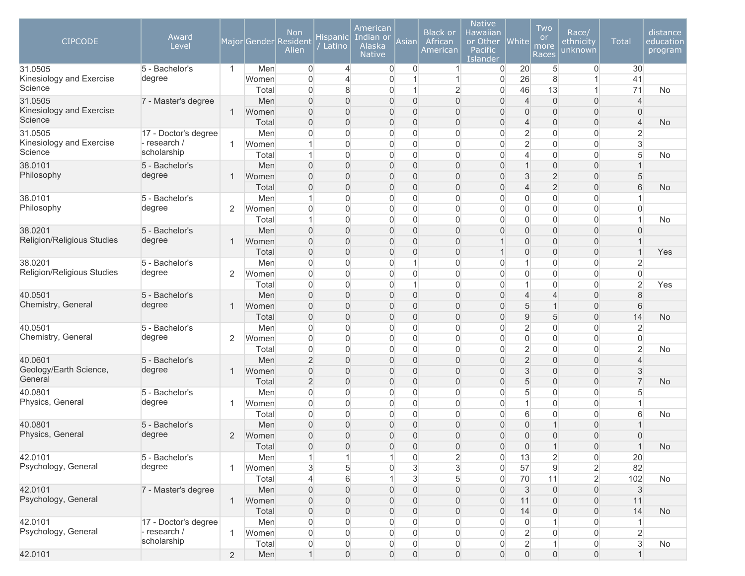| CIPCODE | Award Level | Major | Gender | Non Resident Alien | Hispanic / Latino | American Indian or Alaska Native | Asian | Black or African American | Native Hawaiian or Other Pacific Islander | White | Two or more Races | Race/ ethnicity unknown | Total | distance education program |
|---|---|---|---|---|---|---|---|---|---|---|---|---|---|---|
| 31.0505 Kinesiology and Exercise Science | 5 - Bachelor's degree | 1 | Men | 0 | 4 | 0 | 0 | 1 | 0 | 20 | 5 | 0 | 30 | |
| | | | Women | 0 | 4 | 0 | 1 | 1 | 0 | 26 | 8 | 1 | 41 | |
| | | | Total | 0 | 8 | 0 | 1 | 2 | 0 | 46 | 13 | 1 | 71 | No |
| 31.0505 Kinesiology and Exercise Science | 7 - Master's degree | 1 | Men | 0 | 0 | 0 | 0 | 0 | 0 | 4 | 0 | 0 | 4 | |
| | | | Women | 0 | 0 | 0 | 0 | 0 | 0 | 0 | 0 | 0 | 0 | |
| | | | Total | 0 | 0 | 0 | 0 | 0 | 0 | 4 | 0 | 0 | 4 | No |
| 31.0505 Kinesiology and Exercise Science | 17 - Doctor's degree - research / scholarship | 1 | Men | 0 | 0 | 0 | 0 | 0 | 0 | 2 | 0 | 0 | 2 | |
| | | | Women | 1 | 0 | 0 | 0 | 0 | 0 | 2 | 0 | 0 | 3 | |
| | | | Total | 1 | 0 | 0 | 0 | 0 | 0 | 4 | 0 | 0 | 5 | No |
| 38.0101 Philosophy | 5 - Bachelor's degree | 1 | Men | 0 | 0 | 0 | 0 | 0 | 0 | 1 | 0 | 0 | 1 | |
| | | | Women | 0 | 0 | 0 | 0 | 0 | 0 | 3 | 2 | 0 | 5 | |
| | | | Total | 0 | 0 | 0 | 0 | 0 | 0 | 4 | 2 | 0 | 6 | No |
| 38.0101 Philosophy | 5 - Bachelor's degree | 2 | Men | 1 | 0 | 0 | 0 | 0 | 0 | 0 | 0 | 0 | 1 | |
| | | | Women | 0 | 0 | 0 | 0 | 0 | 0 | 0 | 0 | 0 | 0 | |
| | | | Total | 1 | 0 | 0 | 0 | 0 | 0 | 0 | 0 | 0 | 1 | No |
| 38.0201 Religion/Religious Studies | 5 - Bachelor's degree | 1 | Men | 0 | 0 | 0 | 0 | 0 | 0 | 0 | 0 | 0 | 0 | |
| | | | Women | 0 | 0 | 0 | 0 | 0 | 1 | 0 | 0 | 0 | 1 | |
| | | | Total | 0 | 0 | 0 | 0 | 0 | 1 | 0 | 0 | 0 | 1 | Yes |
| 38.0201 Religion/Religious Studies | 5 - Bachelor's degree | 2 | Men | 0 | 0 | 0 | 1 | 0 | 0 | 1 | 0 | 0 | 2 | |
| | | | Women | 0 | 0 | 0 | 0 | 0 | 0 | 0 | 0 | 0 | 0 | |
| | | | Total | 0 | 0 | 0 | 1 | 0 | 0 | 1 | 0 | 0 | 2 | Yes |
| 40.0501 Chemistry, General | 5 - Bachelor's degree | 1 | Men | 0 | 0 | 0 | 0 | 0 | 0 | 4 | 4 | 0 | 8 | |
| | | | Women | 0 | 0 | 0 | 0 | 0 | 0 | 5 | 1 | 0 | 6 | |
| | | | Total | 0 | 0 | 0 | 0 | 0 | 0 | 9 | 5 | 0 | 14 | No |
| 40.0501 Chemistry, General | 5 - Bachelor's degree | 2 | Men | 0 | 0 | 0 | 0 | 0 | 0 | 2 | 0 | 0 | 2 | |
| | | | Women | 0 | 0 | 0 | 0 | 0 | 0 | 0 | 0 | 0 | 0 | |
| | | | Total | 0 | 0 | 0 | 0 | 0 | 0 | 2 | 0 | 0 | 2 | No |
| 40.0601 Geology/Earth Science, General | 5 - Bachelor's degree | 1 | Men | 2 | 0 | 0 | 0 | 0 | 0 | 2 | 0 | 0 | 4 | |
| | | | Women | 0 | 0 | 0 | 0 | 0 | 0 | 3 | 0 | 0 | 3 | |
| | | | Total | 2 | 0 | 0 | 0 | 0 | 0 | 5 | 0 | 0 | 7 | No |
| 40.0801 Physics, General | 5 - Bachelor's degree | 1 | Men | 0 | 0 | 0 | 0 | 0 | 0 | 5 | 0 | 0 | 5 | |
| | | | Women | 0 | 0 | 0 | 0 | 0 | 0 | 1 | 0 | 0 | 1 | |
| | | | Total | 0 | 0 | 0 | 0 | 0 | 0 | 6 | 0 | 0 | 6 | No |
| 40.0801 Physics, General | 5 - Bachelor's degree | 2 | Men | 0 | 0 | 0 | 0 | 0 | 0 | 0 | 1 | 0 | 1 | |
| | | | Women | 0 | 0 | 0 | 0 | 0 | 0 | 0 | 0 | 0 | 0 | |
| | | | Total | 0 | 0 | 0 | 0 | 0 | 0 | 0 | 1 | 0 | 1 | No |
| 42.0101 Psychology, General | 5 - Bachelor's degree | 1 | Men | 1 | 1 | 1 | 0 | 2 | 0 | 13 | 2 | 0 | 20 | |
| | | | Women | 3 | 5 | 0 | 3 | 3 | 0 | 57 | 9 | 2 | 82 | |
| | | | Total | 4 | 6 | 1 | 3 | 5 | 0 | 70 | 11 | 2 | 102 | No |
| 42.0101 Psychology, General | 7 - Master's degree | 1 | Men | 0 | 0 | 0 | 0 | 0 | 0 | 3 | 0 | 0 | 3 | |
| | | | Women | 0 | 0 | 0 | 0 | 0 | 0 | 11 | 0 | 0 | 11 | |
| | | | Total | 0 | 0 | 0 | 0 | 0 | 0 | 14 | 0 | 0 | 14 | No |
| 42.0101 Psychology, General | 17 - Doctor's degree - research / scholarship | 1 | Men | 0 | 0 | 0 | 0 | 0 | 0 | 0 | 1 | 0 | 1 | |
| | | | Women | 0 | 0 | 0 | 0 | 0 | 0 | 2 | 0 | 0 | 2 | |
| | | | Total | 0 | 0 | 0 | 0 | 0 | 0 | 2 | 1 | 0 | 3 | No |
| 42.0101 | | 2 | Men | 1 | 0 | 0 | 0 | 0 | 0 | 0 | 0 | 0 | 1 | |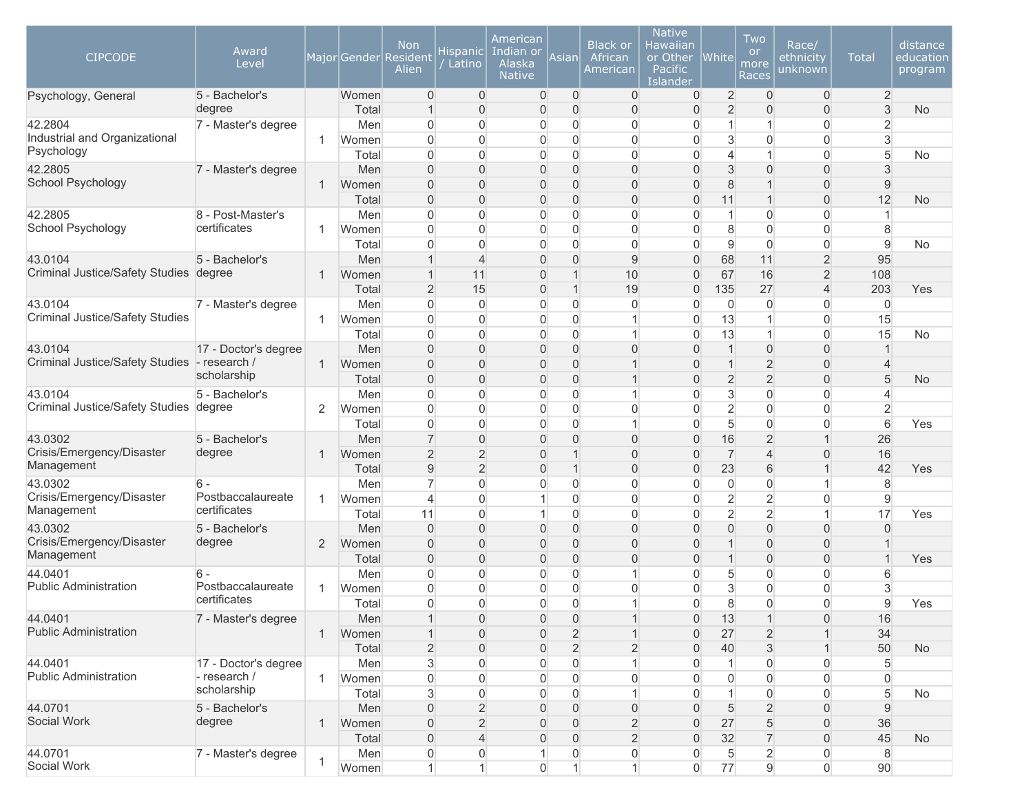| CIPCODE | Award Level | Major | Gender | Non Resident Alien | Hispanic / Latino | American Indian or Alaska Native | Asian | Black or African American | Native Hawaiian or Other Pacific Islander | White | Two or more Races | Race/ ethnicity unknown | Total | distance education program |
|---|---|---|---|---|---|---|---|---|---|---|---|---|---|---|
| Psychology, General | 5 - Bachelor's degree | | Women | 0 | 0 | 0 | 0 | 0 | 0 | 2 | 0 | 0 | 2 | |
| | | | Total | 1 | 0 | 0 | 0 | 0 | 0 | 2 | 0 | 0 | 3 | No |
| 42.2804 Industrial and Organizational Psychology | 7 - Master's degree | 1 | Men | 0 | 0 | 0 | 0 | 0 | 0 | 1 | 1 | 0 | 2 | |
| | | | Women | 0 | 0 | 0 | 0 | 0 | 0 | 3 | 0 | 0 | 3 | |
| | | | Total | 0 | 0 | 0 | 0 | 0 | 0 | 4 | 1 | 0 | 5 | No |
| 42.2805 School Psychology | 7 - Master's degree | 1 | Men | 0 | 0 | 0 | 0 | 0 | 0 | 3 | 0 | 0 | 3 | |
| | | | Women | 0 | 0 | 0 | 0 | 0 | 0 | 8 | 1 | 0 | 9 | |
| | | | Total | 0 | 0 | 0 | 0 | 0 | 0 | 11 | 1 | 0 | 12 | No |
| 42.2805 School Psychology | 8 - Post-Master's certificates | 1 | Men | 0 | 0 | 0 | 0 | 0 | 0 | 1 | 0 | 0 | 1 | |
| | | | Women | 0 | 0 | 0 | 0 | 0 | 0 | 8 | 0 | 0 | 8 | |
| | | | Total | 0 | 0 | 0 | 0 | 0 | 0 | 9 | 0 | 0 | 9 | No |
| 43.0104 Criminal Justice/Safety Studies | 5 - Bachelor's degree | 1 | Men | 1 | 4 | 0 | 0 | 9 | 0 | 68 | 11 | 2 | 95 | |
| | | | Women | 1 | 11 | 0 | 1 | 10 | 0 | 67 | 16 | 2 | 108 | |
| | | | Total | 2 | 15 | 0 | 1 | 19 | 0 | 135 | 27 | 4 | 203 | Yes |
| 43.0104 Criminal Justice/Safety Studies | 7 - Master's degree | 1 | Men | 0 | 0 | 0 | 0 | 0 | 0 | 0 | 0 | 0 | 0 | |
| | | | Women | 0 | 0 | 0 | 0 | 1 | 0 | 13 | 1 | 0 | 15 | |
| | | | Total | 0 | 0 | 0 | 0 | 1 | 0 | 13 | 1 | 0 | 15 | No |
| 43.0104 Criminal Justice/Safety Studies | 17 - Doctor's degree - research / scholarship | 1 | Men | 0 | 0 | 0 | 0 | 0 | 0 | 1 | 0 | 0 | 1 | |
| | | | Women | 0 | 0 | 0 | 0 | 1 | 0 | 1 | 2 | 0 | 4 | |
| | | | Total | 0 | 0 | 0 | 0 | 1 | 0 | 2 | 2 | 0 | 5 | No |
| 43.0104 Criminal Justice/Safety Studies | 5 - Bachelor's degree | 2 | Men | 0 | 0 | 0 | 0 | 1 | 0 | 3 | 0 | 0 | 4 | |
| | | | Women | 0 | 0 | 0 | 0 | 0 | 0 | 2 | 0 | 0 | 2 | |
| | | | Total | 0 | 0 | 0 | 0 | 1 | 0 | 5 | 0 | 0 | 6 | Yes |
| 43.0302 Crisis/Emergency/Disaster Management | 5 - Bachelor's degree | 1 | Men | 7 | 0 | 0 | 0 | 0 | 0 | 16 | 2 | 1 | 26 | |
| | | | Women | 2 | 2 | 0 | 1 | 0 | 0 | 7 | 4 | 0 | 16 | |
| | | | Total | 9 | 2 | 0 | 1 | 0 | 0 | 23 | 6 | 1 | 42 | Yes |
| 43.0302 Crisis/Emergency/Disaster Management | 6 - Postbaccalaureate certificates | 1 | Men | 7 | 0 | 0 | 0 | 0 | 0 | 0 | 0 | 1 | 8 | |
| | | | Women | 4 | 0 | 1 | 0 | 0 | 0 | 2 | 2 | 0 | 9 | |
| | | | Total | 11 | 0 | 1 | 0 | 0 | 0 | 2 | 2 | 1 | 17 | Yes |
| 43.0302 Crisis/Emergency/Disaster Management | 5 - Bachelor's degree | 2 | Men | 0 | 0 | 0 | 0 | 0 | 0 | 0 | 0 | 0 | 0 | |
| | | | Women | 0 | 0 | 0 | 0 | 0 | 0 | 1 | 0 | 0 | 1 | |
| | | | Total | 0 | 0 | 0 | 0 | 0 | 0 | 1 | 0 | 0 | 1 | Yes |
| 44.0401 Public Administration | 6 - Postbaccalaureate certificates | 1 | Men | 0 | 0 | 0 | 0 | 1 | 0 | 5 | 0 | 0 | 6 | |
| | | | Women | 0 | 0 | 0 | 0 | 0 | 0 | 3 | 0 | 0 | 3 | |
| | | | Total | 0 | 0 | 0 | 0 | 1 | 0 | 8 | 0 | 0 | 9 | Yes |
| 44.0401 Public Administration | 7 - Master's degree | 1 | Men | 1 | 0 | 0 | 0 | 1 | 0 | 13 | 1 | 0 | 16 | |
| | | | Women | 1 | 0 | 0 | 2 | 1 | 0 | 27 | 2 | 1 | 34 | |
| | | | Total | 2 | 0 | 0 | 2 | 2 | 0 | 40 | 3 | 1 | 50 | No |
| 44.0401 Public Administration | 17 - Doctor's degree - research / scholarship | 1 | Men | 3 | 0 | 0 | 0 | 1 | 0 | 1 | 0 | 0 | 5 | |
| | | | Women | 0 | 0 | 0 | 0 | 0 | 0 | 0 | 0 | 0 | 0 | |
| | | | Total | 3 | 0 | 0 | 0 | 1 | 0 | 1 | 0 | 0 | 5 | No |
| 44.0701 Social Work | 5 - Bachelor's degree | 1 | Men | 0 | 2 | 0 | 0 | 0 | 0 | 5 | 2 | 0 | 9 | |
| | | | Women | 0 | 2 | 0 | 0 | 2 | 0 | 27 | 5 | 0 | 36 | |
| | | | Total | 0 | 4 | 0 | 0 | 2 | 0 | 32 | 7 | 0 | 45 | No |
| 44.0701 Social Work | 7 - Master's degree | 1 | Men | 0 | 0 | 1 | 0 | 0 | 0 | 5 | 2 | 0 | 8 | |
| | | | Women | 1 | 1 | 0 | 1 | 1 | 0 | 77 | 9 | 0 | 90 | |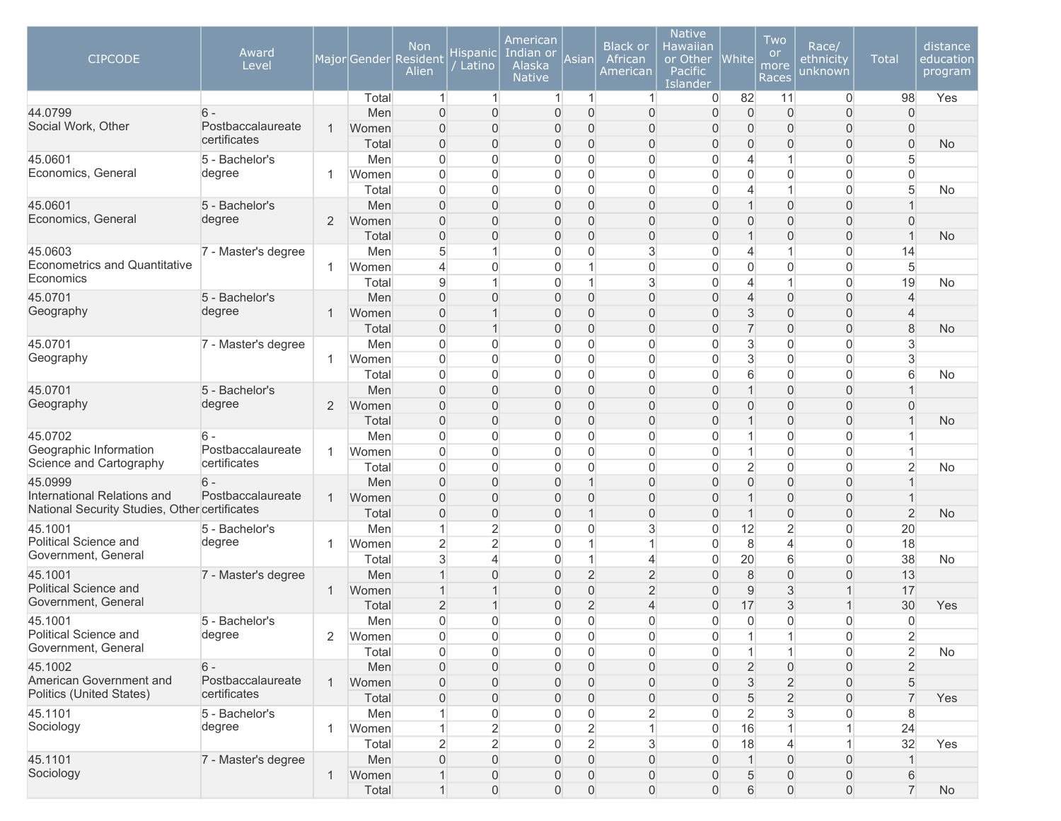| CIPCODE | Award Level | Major | Gender | Non Resident Alien | Hispanic / Latino | American Indian or Alaska Native | Asian | Black or African American | Native Hawaiian or Other Pacific Islander | White | Two or more Races | Race/ ethnicity unknown | Total | distance education program |
|---|---|---|---|---|---|---|---|---|---|---|---|---|---|---|
| | | | Total | 1 | 1 | 1 | 1 | 1 | 0 | 82 | 11 | 0 | 98 | Yes |
| 44.0799 Social Work, Other | 6 - Postbaccalaureate certificates | 1 | Men | 0 | 0 | 0 | 0 | 0 | 0 | 0 | 0 | 0 | 0 | |
| | | | Women | 0 | 0 | 0 | 0 | 0 | 0 | 0 | 0 | 0 | 0 | |
| | | | Total | 0 | 0 | 0 | 0 | 0 | 0 | 0 | 0 | 0 | 0 | No |
| 45.0601 Economics, General | 5 - Bachelor's degree | 1 | Men | 0 | 0 | 0 | 0 | 0 | 0 | 4 | 1 | 0 | 5 | |
| | | | Women | 0 | 0 | 0 | 0 | 0 | 0 | 0 | 0 | 0 | 0 | |
| | | | Total | 0 | 0 | 0 | 0 | 0 | 0 | 4 | 1 | 0 | 5 | No |
| 45.0601 Economics, General | 5 - Bachelor's degree | 2 | Men | 0 | 0 | 0 | 0 | 0 | 0 | 1 | 0 | 0 | 1 | |
| | | | Women | 0 | 0 | 0 | 0 | 0 | 0 | 0 | 0 | 0 | 0 | |
| | | | Total | 0 | 0 | 0 | 0 | 0 | 0 | 1 | 0 | 0 | 1 | No |
| 45.0603 Econometrics and Quantitative Economics | 7 - Master's degree | 1 | Men | 5 | 1 | 0 | 0 | 3 | 0 | 4 | 1 | 0 | 14 | |
| | | | Women | 4 | 0 | 0 | 1 | 0 | 0 | 0 | 0 | 0 | 5 | |
| | | | Total | 9 | 1 | 0 | 1 | 3 | 0 | 4 | 1 | 0 | 19 | No |
| 45.0701 Geography | 5 - Bachelor's degree | 1 | Men | 0 | 0 | 0 | 0 | 0 | 0 | 4 | 0 | 0 | 4 | |
| | | | Women | 0 | 1 | 0 | 0 | 0 | 0 | 3 | 0 | 0 | 4 | |
| | | | Total | 0 | 1 | 0 | 0 | 0 | 0 | 7 | 0 | 0 | 8 | No |
| 45.0701 Geography | 7 - Master's degree | 1 | Men | 0 | 0 | 0 | 0 | 0 | 0 | 3 | 0 | 0 | 3 | |
| | | | Women | 0 | 0 | 0 | 0 | 0 | 0 | 3 | 0 | 0 | 3 | |
| | | | Total | 0 | 0 | 0 | 0 | 0 | 0 | 6 | 0 | 0 | 6 | No |
| 45.0701 Geography | 5 - Bachelor's degree | 2 | Men | 0 | 0 | 0 | 0 | 0 | 0 | 1 | 0 | 0 | 1 | |
| | | | Women | 0 | 0 | 0 | 0 | 0 | 0 | 0 | 0 | 0 | 0 | |
| | | | Total | 0 | 0 | 0 | 0 | 0 | 0 | 1 | 0 | 0 | 1 | No |
| 45.0702 Geographic Information Science and Cartography | 6 - Postbaccalaureate certificates | 1 | Men | 0 | 0 | 0 | 0 | 0 | 0 | 1 | 0 | 0 | 1 | |
| | | | Women | 0 | 0 | 0 | 0 | 0 | 0 | 1 | 0 | 0 | 1 | |
| | | | Total | 0 | 0 | 0 | 0 | 0 | 0 | 2 | 0 | 0 | 2 | No |
| 45.0999 International Relations and National Security Studies, Other | 6 - Postbaccalaureate certificates | 1 | Men | 0 | 0 | 0 | 1 | 0 | 0 | 0 | 0 | 0 | 1 | |
| | | | Women | 0 | 0 | 0 | 0 | 0 | 0 | 1 | 0 | 0 | 1 | |
| | | | Total | 0 | 0 | 0 | 1 | 0 | 0 | 1 | 0 | 0 | 2 | No |
| 45.1001 Political Science and Government, General | 5 - Bachelor's degree | 1 | Men | 1 | 2 | 0 | 0 | 3 | 0 | 12 | 2 | 0 | 20 | |
| | | | Women | 2 | 2 | 0 | 1 | 1 | 0 | 8 | 4 | 0 | 18 | |
| | | | Total | 3 | 4 | 0 | 1 | 4 | 0 | 20 | 6 | 0 | 38 | No |
| 45.1001 Political Science and Government, General | 7 - Master's degree | 1 | Men | 1 | 0 | 0 | 2 | 2 | 0 | 8 | 0 | 0 | 13 | |
| | | | Women | 1 | 1 | 0 | 0 | 2 | 0 | 9 | 3 | 1 | 17 | |
| | | | Total | 2 | 1 | 0 | 2 | 4 | 0 | 17 | 3 | 1 | 30 | Yes |
| 45.1001 Political Science and Government, General | 5 - Bachelor's degree | 2 | Men | 0 | 0 | 0 | 0 | 0 | 0 | 0 | 0 | 0 | 0 | |
| | | | Women | 0 | 0 | 0 | 0 | 0 | 0 | 1 | 1 | 0 | 2 | |
| | | | Total | 0 | 0 | 0 | 0 | 0 | 0 | 1 | 1 | 0 | 2 | No |
| 45.1002 American Government and Politics (United States) | 6 - Postbaccalaureate certificates | 1 | Men | 0 | 0 | 0 | 0 | 0 | 0 | 2 | 0 | 0 | 2 | |
| | | | Women | 0 | 0 | 0 | 0 | 0 | 0 | 3 | 2 | 0 | 5 | |
| | | | Total | 0 | 0 | 0 | 0 | 0 | 0 | 5 | 2 | 0 | 7 | Yes |
| 45.1101 Sociology | 5 - Bachelor's degree | 1 | Men | 1 | 0 | 0 | 0 | 2 | 0 | 2 | 3 | 0 | 8 | |
| | | | Women | 1 | 2 | 0 | 2 | 1 | 0 | 16 | 1 | 1 | 24 | |
| | | | Total | 2 | 2 | 0 | 2 | 3 | 0 | 18 | 4 | 1 | 32 | Yes |
| 45.1101 Sociology | 7 - Master's degree | 1 | Men | 0 | 0 | 0 | 0 | 0 | 0 | 1 | 0 | 0 | 1 | |
| | | | Women | 1 | 0 | 0 | 0 | 0 | 0 | 5 | 0 | 0 | 6 | |
| | | | Total | 1 | 0 | 0 | 0 | 0 | 0 | 6 | 0 | 0 | 7 | No |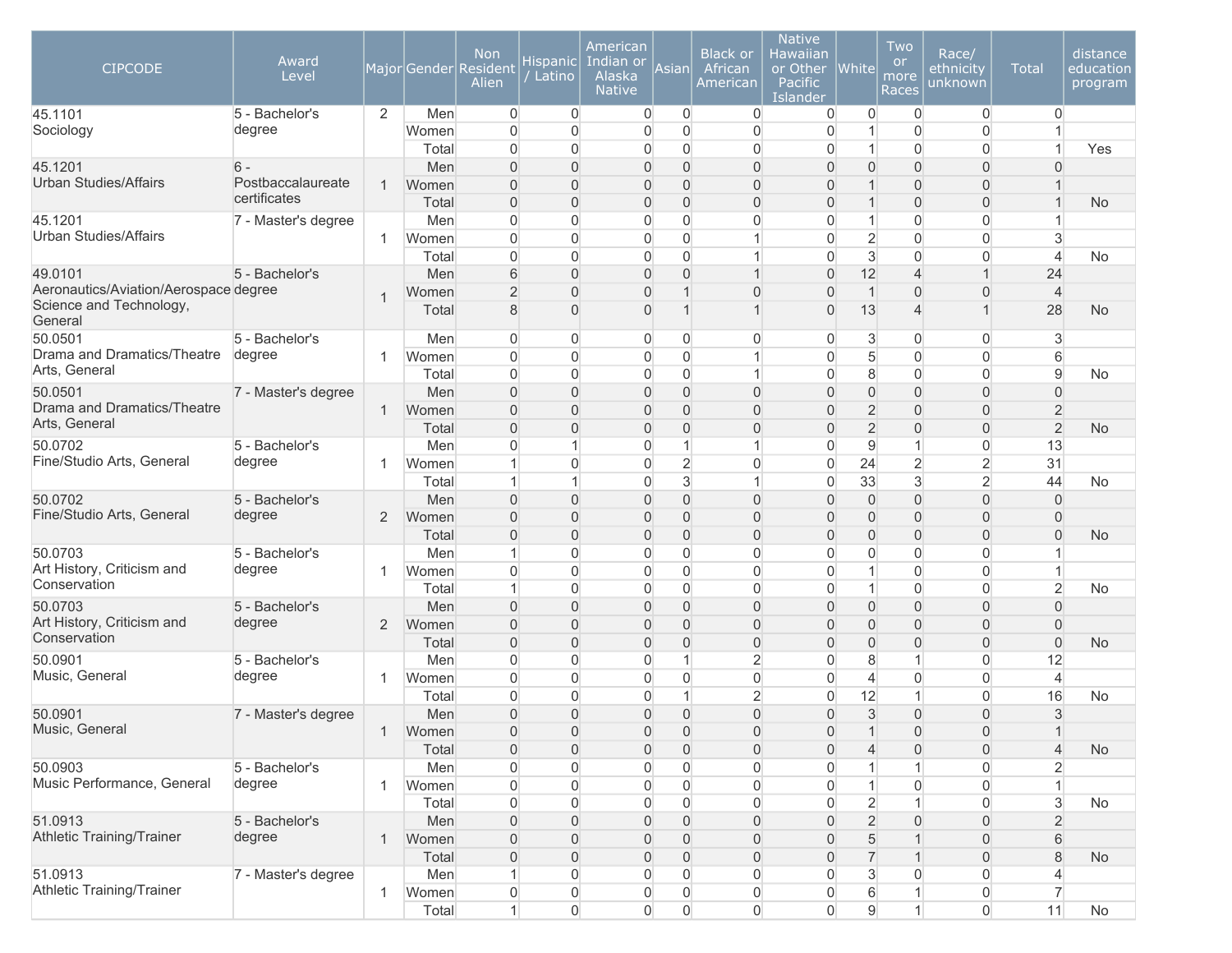| CIPCODE | Award Level | Major | Gender | Non Resident Alien | Hispanic / Latino | American Indian or Alaska Native | Asian | Black or African American | Native Hawaiian or Other Pacific Islander | White | Two or more Races | Race/ ethnicity unknown | Total | distance education program |
|---|---|---|---|---|---|---|---|---|---|---|---|---|---|---|
| 45.1101 Sociology | 5 - Bachelor's degree | 2 | Men | 0 | 0 | 0 | 0 | 0 | 0 | 0 | 0 | 0 | 0 | |
| | | | Women | 0 | 0 | 0 | 0 | 0 | 0 | 1 | 0 | 0 | 1 | |
| | | | Total | 0 | 0 | 0 | 0 | 0 | 0 | 1 | 0 | 0 | 1 | Yes |
| 45.1201 Urban Studies/Affairs | 6 - Postbaccalaureate certificates | 1 | Men | 0 | 0 | 0 | 0 | 0 | 0 | 0 | 0 | 0 | 0 | |
| | | | Women | 0 | 0 | 0 | 0 | 0 | 0 | 1 | 0 | 0 | 1 | |
| | | | Total | 0 | 0 | 0 | 0 | 0 | 0 | 1 | 0 | 0 | 1 | No |
| 45.1201 Urban Studies/Affairs | 7 - Master's degree | 1 | Men | 0 | 0 | 0 | 0 | 0 | 0 | 1 | 0 | 0 | 1 | |
| | | | Women | 0 | 0 | 0 | 0 | 1 | 0 | 2 | 0 | 0 | 3 | |
| | | | Total | 0 | 0 | 0 | 0 | 1 | 0 | 3 | 0 | 0 | 4 | No |
| 49.0101 Aeronautics/Aviation/Aerospace Science and Technology, General | 5 - Bachelor's degree | 1 | Men | 6 | 0 | 0 | 0 | 1 | 0 | 12 | 4 | 1 | 24 | |
| | | | Women | 2 | 0 | 0 | 1 | 0 | 0 | 1 | 0 | 0 | 4 | |
| | | | Total | 8 | 0 | 0 | 1 | 1 | 0 | 13 | 4 | 1 | 28 | No |
| 50.0501 Drama and Dramatics/Theatre Arts, General | 5 - Bachelor's degree | 1 | Men | 0 | 0 | 0 | 0 | 0 | 0 | 3 | 0 | 0 | 3 | |
| | | | Women | 0 | 0 | 0 | 0 | 1 | 0 | 5 | 0 | 0 | 6 | |
| | | | Total | 0 | 0 | 0 | 0 | 1 | 0 | 8 | 0 | 0 | 9 | No |
| 50.0501 Drama and Dramatics/Theatre Arts, General | 7 - Master's degree | 1 | Men | 0 | 0 | 0 | 0 | 0 | 0 | 0 | 0 | 0 | 0 | |
| | | | Women | 0 | 0 | 0 | 0 | 0 | 0 | 2 | 0 | 0 | 2 | |
| | | | Total | 0 | 0 | 0 | 0 | 0 | 0 | 2 | 0 | 0 | 2 | No |
| 50.0702 Fine/Studio Arts, General | 5 - Bachelor's degree | 1 | Men | 0 | 1 | 0 | 1 | 1 | 0 | 9 | 1 | 0 | 13 | |
| | | | Women | 1 | 0 | 0 | 2 | 0 | 0 | 24 | 2 | 2 | 31 | |
| | | | Total | 1 | 1 | 0 | 3 | 1 | 0 | 33 | 3 | 2 | 44 | No |
| 50.0702 Fine/Studio Arts, General | 5 - Bachelor's degree | 2 | Men | 0 | 0 | 0 | 0 | 0 | 0 | 0 | 0 | 0 | 0 | |
| | | | Women | 0 | 0 | 0 | 0 | 0 | 0 | 0 | 0 | 0 | 0 | |
| | | | Total | 0 | 0 | 0 | 0 | 0 | 0 | 0 | 0 | 0 | 0 | No |
| 50.0703 Art History, Criticism and Conservation | 5 - Bachelor's degree | 1 | Men | 1 | 0 | 0 | 0 | 0 | 0 | 0 | 0 | 0 | 1 | |
| | | | Women | 0 | 0 | 0 | 0 | 0 | 0 | 1 | 0 | 0 | 1 | |
| | | | Total | 1 | 0 | 0 | 0 | 0 | 0 | 1 | 0 | 0 | 2 | No |
| 50.0703 Art History, Criticism and Conservation | 5 - Bachelor's degree | 2 | Men | 0 | 0 | 0 | 0 | 0 | 0 | 0 | 0 | 0 | 0 | |
| | | | Women | 0 | 0 | 0 | 0 | 0 | 0 | 0 | 0 | 0 | 0 | |
| | | | Total | 0 | 0 | 0 | 0 | 0 | 0 | 0 | 0 | 0 | 0 | No |
| 50.0901 Music, General | 5 - Bachelor's degree | 1 | Men | 0 | 0 | 0 | 1 | 2 | 0 | 8 | 1 | 0 | 12 | |
| | | | Women | 0 | 0 | 0 | 0 | 0 | 0 | 4 | 0 | 0 | 4 | |
| | | | Total | 0 | 0 | 0 | 1 | 2 | 0 | 12 | 1 | 0 | 16 | No |
| 50.0901 Music, General | 7 - Master's degree | 1 | Men | 0 | 0 | 0 | 0 | 0 | 0 | 3 | 0 | 0 | 3 | |
| | | | Women | 0 | 0 | 0 | 0 | 0 | 0 | 1 | 0 | 0 | 1 | |
| | | | Total | 0 | 0 | 0 | 0 | 0 | 0 | 4 | 0 | 0 | 4 | No |
| 50.0903 Music Performance, General | 5 - Bachelor's degree | 1 | Men | 0 | 0 | 0 | 0 | 0 | 0 | 1 | 1 | 0 | 2 | |
| | | | Women | 0 | 0 | 0 | 0 | 0 | 0 | 1 | 0 | 0 | 1 | |
| | | | Total | 0 | 0 | 0 | 0 | 0 | 0 | 2 | 1 | 0 | 3 | No |
| 51.0913 Athletic Training/Trainer | 5 - Bachelor's degree | 1 | Men | 0 | 0 | 0 | 0 | 0 | 0 | 2 | 0 | 0 | 2 | |
| | | | Women | 0 | 0 | 0 | 0 | 0 | 0 | 5 | 1 | 0 | 6 | |
| | | | Total | 0 | 0 | 0 | 0 | 0 | 0 | 7 | 1 | 0 | 8 | No |
| 51.0913 Athletic Training/Trainer | 7 - Master's degree | 1 | Men | 1 | 0 | 0 | 0 | 0 | 0 | 3 | 0 | 0 | 4 | |
| | | | Women | 0 | 0 | 0 | 0 | 0 | 0 | 6 | 1 | 0 | 7 | |
| | | | Total | 1 | 0 | 0 | 0 | 0 | 0 | 9 | 1 | 0 | 11 | No |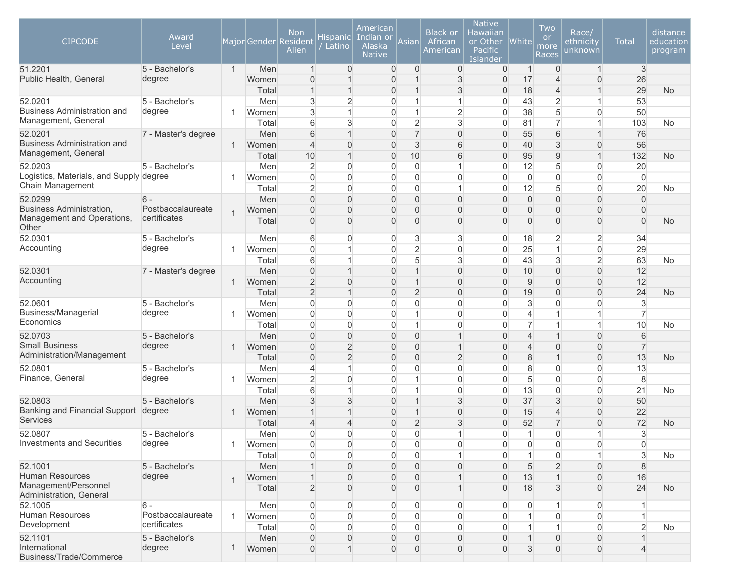| CIPCODE | Award Level | Major | Gender | Non Resident Alien | Hispanic / Latino | American Indian or Alaska Native | Asian | Black or African American | Native Hawaiian or Other Pacific Islander | White | Two or more Races | Race/ ethnicity unknown | Total | distance education program |
|---|---|---|---|---|---|---|---|---|---|---|---|---|---|---|
| 51.2201 Public Health, General | 5 - Bachelor's degree | 1 | Men | 1 | 0 | 0 | 0 | 0 | 0 | 1 | 0 | 1 | 3 | |
| | | | Women | 0 | 1 | 0 | 1 | 3 | 0 | 17 | 4 | 0 | 26 | |
| | | | Total | 1 | 1 | 0 | 1 | 3 | 0 | 18 | 4 | 1 | 29 | No |
| 52.0201 Business Administration and Management, General | 5 - Bachelor's degree | 1 | Men | 3 | 2 | 0 | 1 | 1 | 0 | 43 | 2 | 1 | 53 | |
| | | | Women | 3 | 1 | 0 | 1 | 2 | 0 | 38 | 5 | 0 | 50 | |
| | | | Total | 6 | 3 | 0 | 2 | 3 | 0 | 81 | 7 | 1 | 103 | No |
| 52.0201 Business Administration and Management, General | 7 - Master's degree | 1 | Men | 6 | 1 | 0 | 7 | 0 | 0 | 55 | 6 | 1 | 76 | |
| | | | Women | 4 | 0 | 0 | 3 | 6 | 0 | 40 | 3 | 0 | 56 | |
| | | | Total | 10 | 1 | 0 | 10 | 6 | 0 | 95 | 9 | 1 | 132 | No |
| 52.0203 Logistics, Materials, and Supply Chain Management | 5 - Bachelor's degree | 1 | Men | 2 | 0 | 0 | 0 | 1 | 0 | 12 | 5 | 0 | 20 | |
| | | | Women | 0 | 0 | 0 | 0 | 0 | 0 | 0 | 0 | 0 | 0 | |
| | | | Total | 2 | 0 | 0 | 0 | 1 | 0 | 12 | 5 | 0 | 20 | No |
| 52.0299 Business Administration, Management and Operations, Other | 6 - Postbaccalaureate certificates | 1 | Men | 0 | 0 | 0 | 0 | 0 | 0 | 0 | 0 | 0 | 0 | |
| | | | Women | 0 | 0 | 0 | 0 | 0 | 0 | 0 | 0 | 0 | 0 | |
| | | | Total | 0 | 0 | 0 | 0 | 0 | 0 | 0 | 0 | 0 | 0 | No |
| 52.0301 Accounting | 5 - Bachelor's degree | 1 | Men | 6 | 0 | 0 | 3 | 3 | 0 | 18 | 2 | 2 | 34 | |
| | | | Women | 0 | 1 | 0 | 2 | 0 | 0 | 25 | 1 | 0 | 29 | |
| | | | Total | 6 | 1 | 0 | 5 | 3 | 0 | 43 | 3 | 2 | 63 | No |
| 52.0301 Accounting | 7 - Master's degree | 1 | Men | 0 | 1 | 0 | 1 | 0 | 0 | 10 | 0 | 0 | 12 | |
| | | | Women | 2 | 0 | 0 | 1 | 0 | 0 | 9 | 0 | 0 | 12 | |
| | | | Total | 2 | 1 | 0 | 2 | 0 | 0 | 19 | 0 | 0 | 24 | No |
| 52.0601 Business/Managerial Economics | 5 - Bachelor's degree | 1 | Men | 0 | 0 | 0 | 0 | 0 | 0 | 3 | 0 | 0 | 3 | |
| | | | Women | 0 | 0 | 0 | 1 | 0 | 0 | 4 | 1 | 1 | 7 | |
| | | | Total | 0 | 0 | 0 | 1 | 0 | 0 | 7 | 1 | 1 | 10 | No |
| 52.0703 Small Business Administration/Management | 5 - Bachelor's degree | 1 | Men | 0 | 0 | 0 | 0 | 1 | 0 | 4 | 1 | 0 | 6 | |
| | | | Women | 0 | 2 | 0 | 0 | 1 | 0 | 4 | 0 | 0 | 7 | |
| | | | Total | 0 | 2 | 0 | 0 | 2 | 0 | 8 | 1 | 0 | 13 | No |
| 52.0801 Finance, General | 5 - Bachelor's degree | 1 | Men | 4 | 1 | 0 | 0 | 0 | 0 | 8 | 0 | 0 | 13 | |
| | | | Women | 2 | 0 | 0 | 1 | 0 | 0 | 5 | 0 | 0 | 8 | |
| | | | Total | 6 | 1 | 0 | 1 | 0 | 0 | 13 | 0 | 0 | 21 | No |
| 52.0803 Banking and Financial Support Services | 5 - Bachelor's degree | 1 | Men | 3 | 3 | 0 | 1 | 3 | 0 | 37 | 3 | 0 | 50 | |
| | | | Women | 1 | 1 | 0 | 1 | 0 | 0 | 15 | 4 | 0 | 22 | |
| | | | Total | 4 | 4 | 0 | 2 | 3 | 0 | 52 | 7 | 0 | 72 | No |
| 52.0807 Investments and Securities | 5 - Bachelor's degree | 1 | Men | 0 | 0 | 0 | 0 | 1 | 0 | 1 | 0 | 1 | 3 | |
| | | | Women | 0 | 0 | 0 | 0 | 0 | 0 | 0 | 0 | 0 | 0 | |
| | | | Total | 0 | 0 | 0 | 0 | 1 | 0 | 1 | 0 | 1 | 3 | No |
| 52.1001 Human Resources Management/Personnel Administration, General | 5 - Bachelor's degree | 1 | Men | 1 | 0 | 0 | 0 | 0 | 0 | 5 | 2 | 0 | 8 | |
| | | | Women | 1 | 0 | 0 | 0 | 1 | 0 | 13 | 1 | 0 | 16 | |
| | | | Total | 2 | 0 | 0 | 0 | 1 | 0 | 18 | 3 | 0 | 24 | No |
| 52.1005 Human Resources Development | 6 - Postbaccalaureate certificates | 1 | Men | 0 | 0 | 0 | 0 | 0 | 0 | 0 | 1 | 0 | 1 | |
| | | | Women | 0 | 0 | 0 | 0 | 0 | 0 | 1 | 0 | 0 | 1 | |
| | | | Total | 0 | 0 | 0 | 0 | 0 | 0 | 1 | 1 | 0 | 2 | No |
| 52.1101 International Business/Trade/Commerce | 5 - Bachelor's degree | 1 | Men | 0 | 0 | 0 | 0 | 0 | 0 | 1 | 0 | 0 | 1 | |
| | | | Women | 0 | 1 | 0 | 0 | 0 | 0 | 3 | 0 | 0 | 4 | |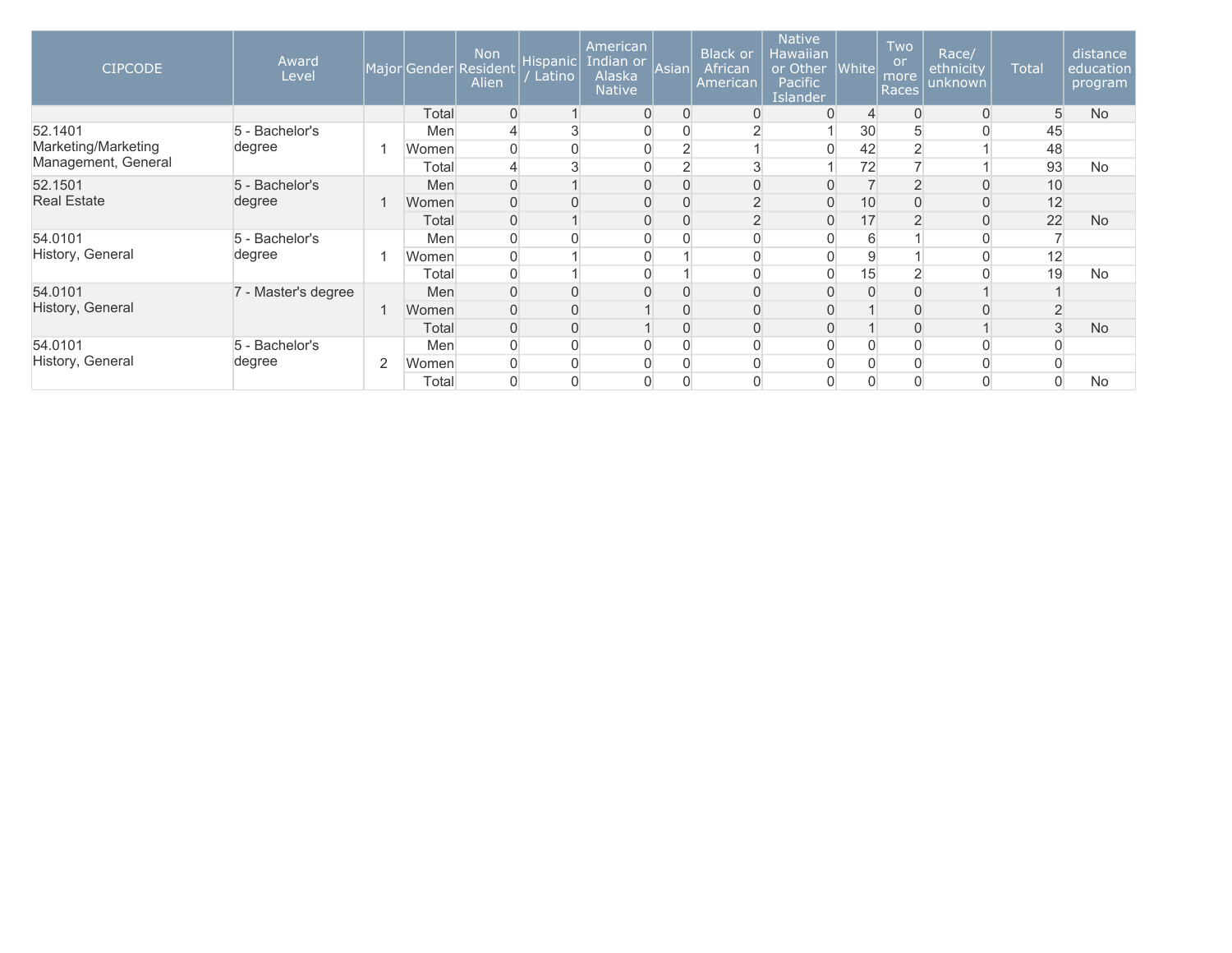| CIPCODE | Award Level | Major | Gender | Non Resident Alien | Hispanic / Latino | American Indian or Alaska Native | Asian | Black or African American | Native Hawaiian or Other Pacific Islander | White | Two or more Races | Race/ ethnicity unknown | Total | distance education program |
|---|---|---|---|---|---|---|---|---|---|---|---|---|---|---|
| | | | Total | 0 | 1 | 0 | 0 | 0 | 0 | 4 | 0 | 0 | 5 | No |
| 52.1401 Marketing/Marketing Management, General | 5 - Bachelor's degree | 1 | Men | 4 | 3 | 0 | 0 | 2 | 1 | 30 | 5 | 0 | 45 | |
| | | | Women | 0 | 0 | 0 | 2 | 1 | 0 | 42 | 2 | 1 | 48 | |
| | | | Total | 4 | 3 | 0 | 2 | 3 | 1 | 72 | 7 | 1 | 93 | No |
| 52.1501 Real Estate | 5 - Bachelor's degree | 1 | Men | 0 | 1 | 0 | 0 | 0 | 0 | 7 | 2 | 0 | 10 | |
| | | | Women | 0 | 0 | 0 | 0 | 2 | 0 | 10 | 0 | 0 | 12 | |
| | | | Total | 0 | 1 | 0 | 0 | 2 | 0 | 17 | 2 | 0 | 22 | No |
| 54.0101 History, General | 5 - Bachelor's degree | 1 | Men | 0 | 0 | 0 | 0 | 0 | 0 | 6 | 1 | 0 | 7 | |
| | | | Women | 0 | 1 | 0 | 1 | 0 | 0 | 9 | 1 | 0 | 12 | |
| | | | Total | 0 | 1 | 0 | 1 | 0 | 0 | 15 | 2 | 0 | 19 | No |
| 54.0101 History, General | 7 - Master's degree | 1 | Men | 0 | 0 | 0 | 0 | 0 | 0 | 0 | 0 | 1 | 1 | |
| | | | Women | 0 | 0 | 1 | 0 | 0 | 0 | 1 | 0 | 0 | 2 | |
| | | | Total | 0 | 0 | 1 | 0 | 0 | 0 | 1 | 0 | 1 | 3 | No |
| 54.0101 History, General | 5 - Bachelor's degree | 2 | Men | 0 | 0 | 0 | 0 | 0 | 0 | 0 | 0 | 0 | 0 | |
| | | | Women | 0 | 0 | 0 | 0 | 0 | 0 | 0 | 0 | 0 | 0 | |
| | | | Total | 0 | 0 | 0 | 0 | 0 | 0 | 0 | 0 | 0 | 0 | No |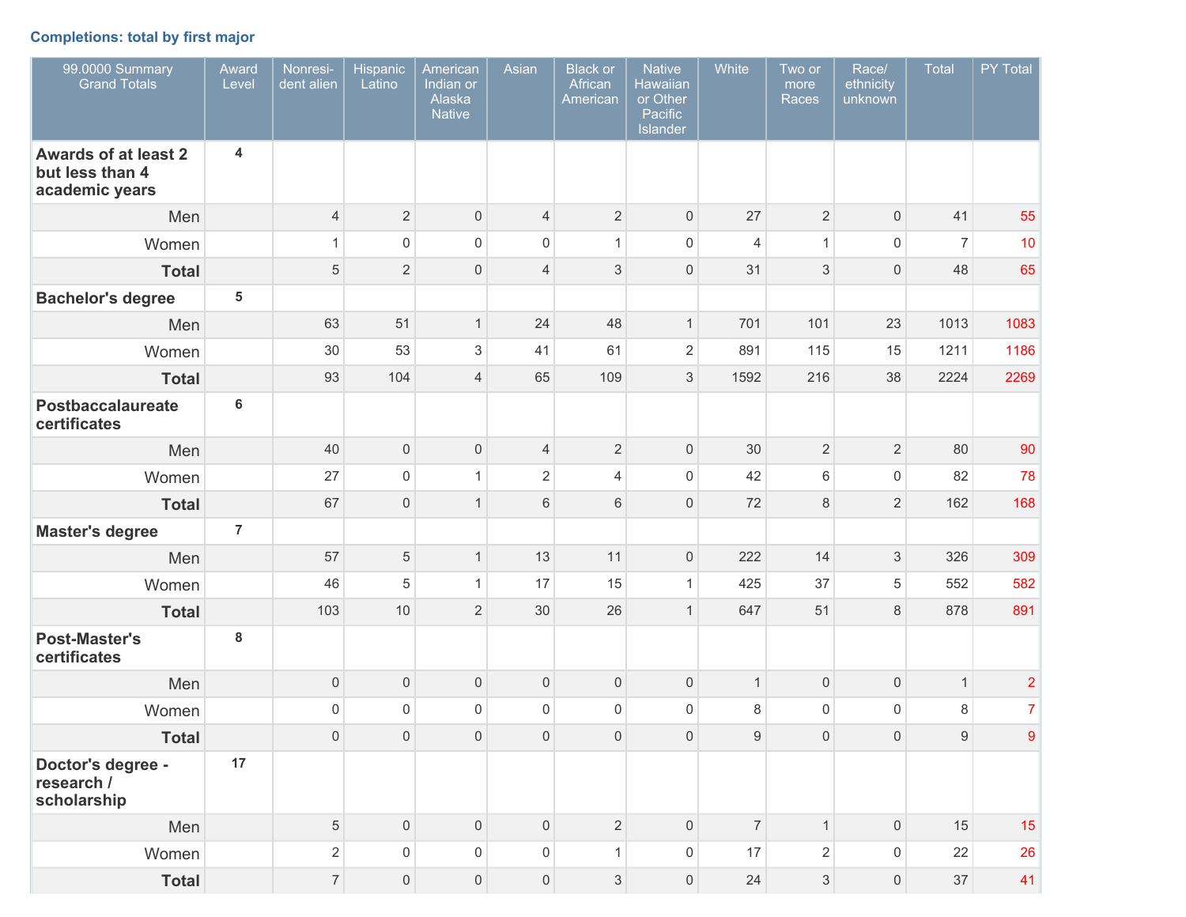### Completions: total by first major

| 99.0000 Summary Grand Totals | Award Level | Nonresident alien | Hispanic Latino | American Indian or Alaska Native | Asian | Black or African American | Native Hawaiian or Other Pacific Islander | White | Two or more Races | Race/ ethnicity unknown | Total | PY Total |
|---|---|---|---|---|---|---|---|---|---|---|---|---|
| **Awards of at least 2 but less than 4 academic years** | 4 | | | | | | | | | | | |
| Men | | 4 | 2 | 0 | 4 | 2 | 0 | 27 | 2 | 0 | 41 | 55 |
| Women | | 1 | 0 | 0 | 0 | 1 | 0 | 4 | 1 | 0 | 7 | 10 |
| **Total** | | 5 | 2 | 0 | 4 | 3 | 0 | 31 | 3 | 0 | 48 | 65 |
| **Bachelor's degree** | 5 | | | | | | | | | | | |
| Men | | 63 | 51 | 1 | 24 | 48 | 1 | 701 | 101 | 23 | 1013 | 1083 |
| Women | | 30 | 53 | 3 | 41 | 61 | 2 | 891 | 115 | 15 | 1211 | 1186 |
| **Total** | | 93 | 104 | 4 | 65 | 109 | 3 | 1592 | 216 | 38 | 2224 | 2269 |
| **Postbaccalaureate certificates** | 6 | | | | | | | | | | | |
| Men | | 40 | 0 | 0 | 4 | 2 | 0 | 30 | 2 | 2 | 80 | 90 |
| Women | | 27 | 0 | 1 | 2 | 4 | 0 | 42 | 6 | 0 | 82 | 78 |
| **Total** | | 67 | 0 | 1 | 6 | 6 | 0 | 72 | 8 | 2 | 162 | 168 |
| **Master's degree** | 7 | | | | | | | | | | | |
| Men | | 57 | 5 | 1 | 13 | 11 | 0 | 222 | 14 | 3 | 326 | 309 |
| Women | | 46 | 5 | 1 | 17 | 15 | 1 | 425 | 37 | 5 | 552 | 582 |
| **Total** | | 103 | 10 | 2 | 30 | 26 | 1 | 647 | 51 | 8 | 878 | 891 |
| **Post-Master's certificates** | 8 | | | | | | | | | | | |
| Men | | 0 | 0 | 0 | 0 | 0 | 0 | 1 | 0 | 0 | 1 | 2 |
| Women | | 0 | 0 | 0 | 0 | 0 | 0 | 8 | 0 | 0 | 8 | 7 |
| **Total** | | 0 | 0 | 0 | 0 | 0 | 0 | 9 | 0 | 0 | 9 | 9 |
| **Doctor's degree - research / scholarship** | 17 | | | | | | | | | | | |
| Men | | 5 | 0 | 0 | 0 | 2 | 0 | 7 | 1 | 0 | 15 | 15 |
| Women | | 2 | 0 | 0 | 0 | 1 | 0 | 17 | 2 | 0 | 22 | 26 |
| **Total** | | 7 | 0 | 0 | 0 | 3 | 0 | 24 | 3 | 0 | 37 | 41 |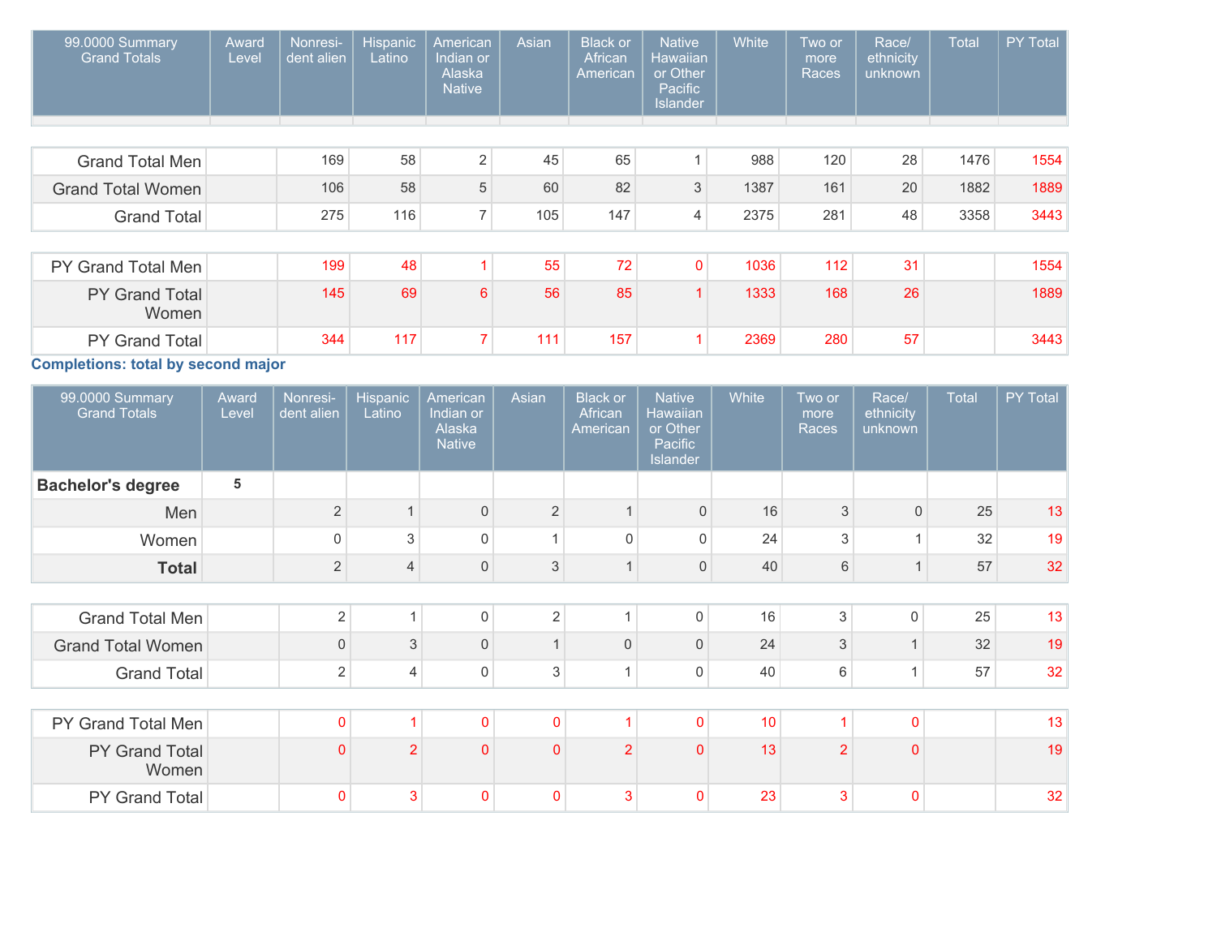| 99.0000 Summary Grand Totals | Award Level | Nonresi-dent alien | Hispanic Latino | American Indian or Alaska Native | Asian | Black or African American | Native Hawaiian or Other Pacific Islander | White | Two or more Races | Race/ ethnicity unknown | Total | PY Total |
|---|---|---|---|---|---|---|---|---|---|---|---|---|
| Grand Total Men | | 169 | 58 | 2 | 45 | 65 | 1 | 988 | 120 | 28 | 1476 | 1554 |
| Grand Total Women | | 106 | 58 | 5 | 60 | 82 | 3 | 1387 | 161 | 20 | 1882 | 1889 |
| Grand Total | | 275 | 116 | 7 | 105 | 147 | 4 | 2375 | 281 | 48 | 3358 | 3443 |
| PY Grand Total Men | | 199 | 48 | 1 | 55 | 72 | 0 | 1036 | 112 | 31 | | 1554 |
| PY Grand Total Women | | 145 | 69 | 6 | 56 | 85 | 1 | 1333 | 168 | 26 | | 1889 |
| PY Grand Total | | 344 | 117 | 7 | 111 | 157 | 1 | 2369 | 280 | 57 | | 3443 |

**Completions: total by second major**

| 99.0000 Summary Grand Totals | Award Level | Nonresi-dent alien | Hispanic Latino | American Indian or Alaska Native | Asian | Black or African American | Native Hawaiian or Other Pacific Islander | White | Two or more Races | Race/ ethnicity unknown | Total | PY Total |
|---|---|---|---|---|---|---|---|---|---|---|---|---|
| **Bachelor's degree** | 5 | | | | | | | | | | | |
| Men | | 2 | 1 | 0 | 2 | 1 | 0 | 16 | 3 | 0 | 25 | 13 |
| Women | | 0 | 3 | 0 | 1 | 0 | 0 | 24 | 3 | 1 | 32 | 19 |
| **Total** | | 2 | 4 | 0 | 3 | 1 | 0 | 40 | 6 | 1 | 57 | 32 |
| Grand Total Men | | 2 | 1 | 0 | 2 | 1 | 0 | 16 | 3 | 0 | 25 | 13 |
| Grand Total Women | | 0 | 3 | 0 | 1 | 0 | 0 | 24 | 3 | 1 | 32 | 19 |
| Grand Total | | 2 | 4 | 0 | 3 | 1 | 0 | 40 | 6 | 1 | 57 | 32 |
| PY Grand Total Men | | 0 | 1 | 0 | 0 | 1 | 0 | 10 | 1 | 0 | | 13 |
| PY Grand Total Women | | 0 | 2 | 0 | 0 | 2 | 0 | 13 | 2 | 0 | | 19 |
| PY Grand Total | | 0 | 3 | 0 | 0 | 3 | 0 | 23 | 3 | 0 | | 32 |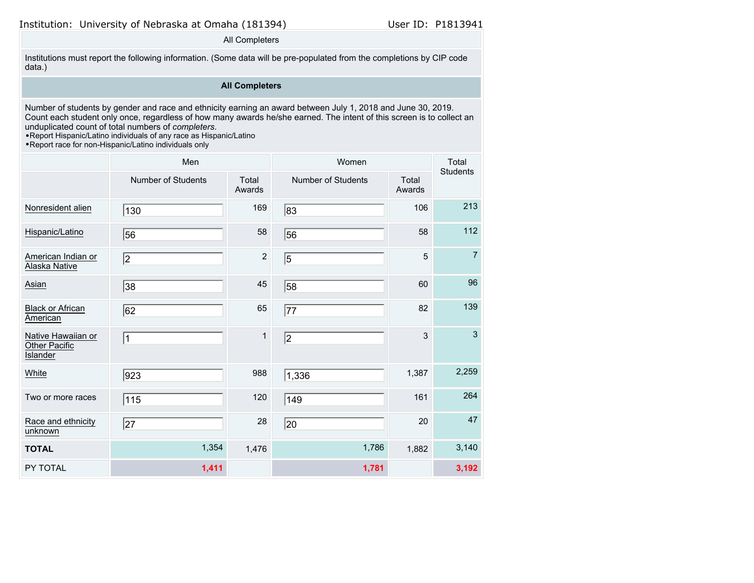Institution: University of Nebraska at Omaha (181394) User ID: P1813941

All Completers

Institutions must report the following information. (Some data will be pre-populated from the completions by CIP code data.)

**All Completers**

Number of students by gender and race and ethnicity earning an award between July 1, 2018 and June 30, 2019. Count each student only once, regardless of how many awards he/she earned. The intent of this screen is to collect an unduplicated count of total numbers of *completers*.
- Report Hispanic/Latino individuals of any race as Hispanic/Latino
- Report race for non-Hispanic/Latino individuals only

| | Men | | Women | | Total Students |
|---|---|---|---|---|---|
| | Number of Students | Total Awards | Number of Students | Total Awards | |
| Nonresident alien | 130 | 169 | 83 | 106 | 213 |
| Hispanic/Latino | 56 | 58 | 56 | 58 | 112 |
| American Indian or Alaska Native | 2 | 2 | 5 | 5 | 7 |
| Asian | 38 | 45 | 58 | 60 | 96 |
| Black or African American | 62 | 65 | 77 | 82 | 139 |
| Native Hawaiian or Other Pacific Islander | 1 | 1 | 2 | 3 | 3 |
| White | 923 | 988 | 1,336 | 1,387 | 2,259 |
| Two or more races | 115 | 120 | 149 | 161 | 264 |
| Race and ethnicity unknown | 27 | 28 | 20 | 20 | 47 |
| **TOTAL** | 1,354 | 1,476 | 1,786 | 1,882 | 3,140 |
| PY TOTAL | 1,411 | | 1,781 | | 3,192 |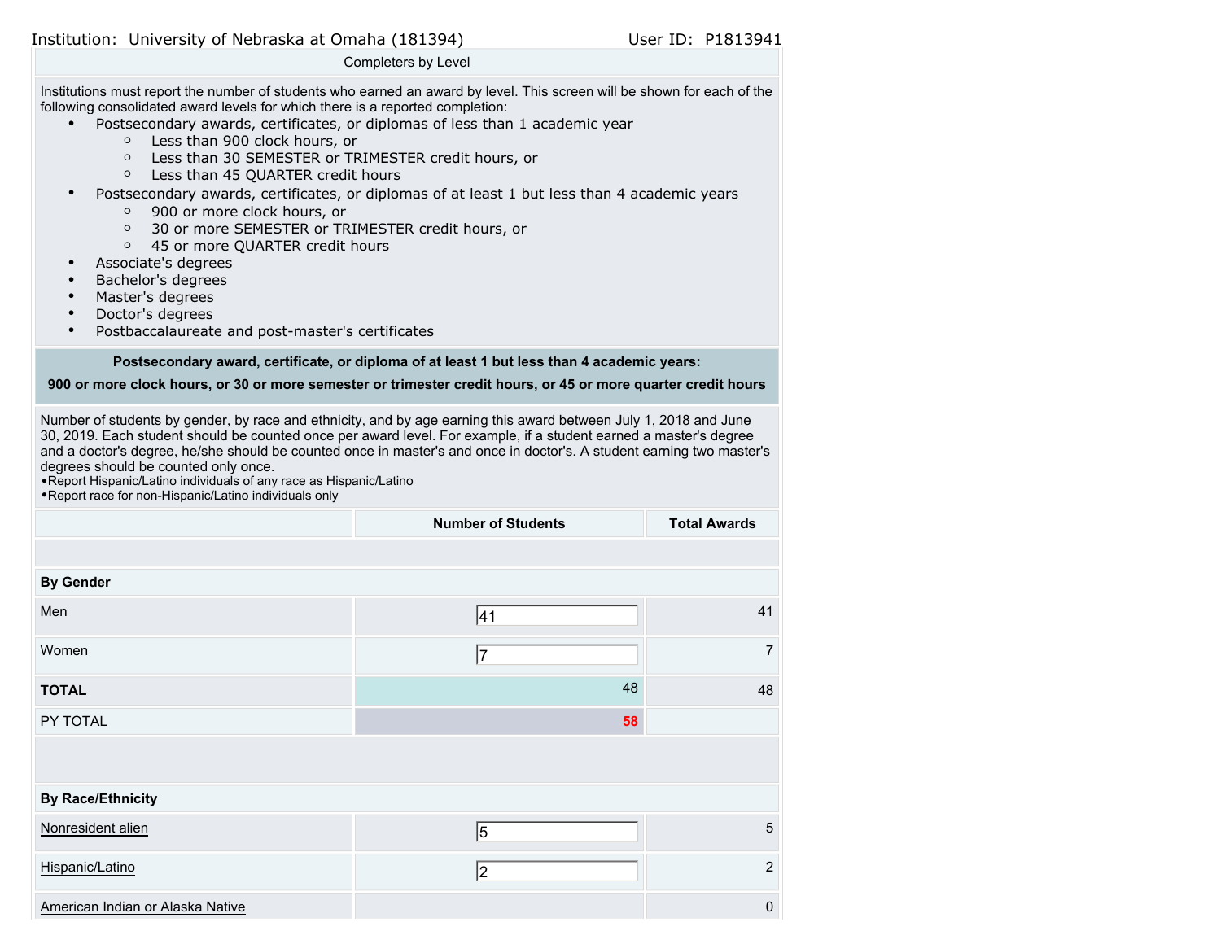Institution: University of Nebraska at Omaha (181394) User ID: P1813941

Completers by Level

Institutions must report the number of students who earned an award by level. This screen will be shown for each of the following consolidated award levels for which there is a reported completion:

- Postsecondary awards, certificates, or diplomas of less than 1 academic year
  - Less than 900 clock hours, or
  - Less than 30 SEMESTER or TRIMESTER credit hours, or
  - Less than 45 QUARTER credit hours
- Postsecondary awards, certificates, or diplomas of at least 1 but less than 4 academic years
  - 900 or more clock hours, or
  - 30 or more SEMESTER or TRIMESTER credit hours, or
  - 45 or more QUARTER credit hours
- Associate's degrees
- Bachelor's degrees
- Master's degrees
- Doctor's degrees
- Postbaccalaureate and post-master's certificates

**Postsecondary award, certificate, or diploma of at least 1 but less than 4 academic years:**

**900 or more clock hours, or 30 or more semester or trimester credit hours, or 45 or more quarter credit hours**

Number of students by gender, by race and ethnicity, and by age earning this award between July 1, 2018 and June 30, 2019. Each student should be counted once per award level. For example, if a student earned a master's degree and a doctor's degree, he/she should be counted once in master's and once in doctor's. A student earning two master's degrees should be counted only once.
- Report Hispanic/Latino individuals of any race as Hispanic/Latino
- Report race for non-Hispanic/Latino individuals only

| | Number of Students | Total Awards |
|---|---|---|
| | | |
| **By Gender** | | |
| Men | 41 | 41 |
| Women | 7 | 7 |
| **TOTAL** | 48 | 48 |
| PY TOTAL | 58 | |
| | | |
| **By Race/Ethnicity** | | |
| Nonresident alien | 5 | 5 |
| Hispanic/Latino | 2 | 2 |
| American Indian or Alaska Native | | 0 |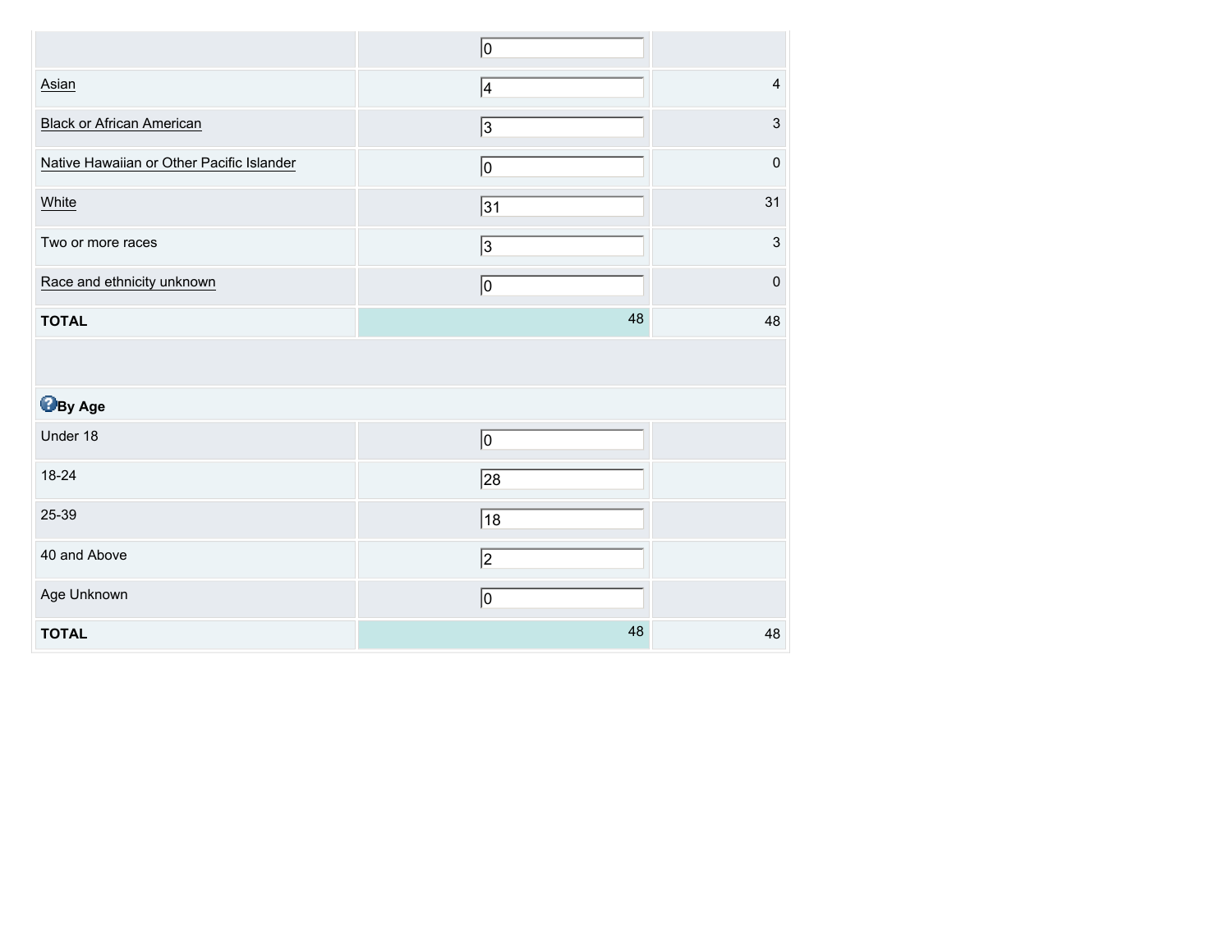| | | |
|---|---|---|
| | 0 | |
| Asian | 4 | 4 |
| Black or African American | 3 | 3 |
| Native Hawaiian or Other Pacific Islander | 0 | 0 |
| White | 31 | 31 |
| Two or more races | 3 | 3 |
| Race and ethnicity unknown | 0 | 0 |
| **TOTAL** | 48 | 48 |
| | | |
| **By Age** | | |
| Under 18 | 0 | |
| 18-24 | 28 | |
| 25-39 | 18 | |
| 40 and Above | 2 | |
| Age Unknown | 0 | |
| **TOTAL** | 48 | 48 |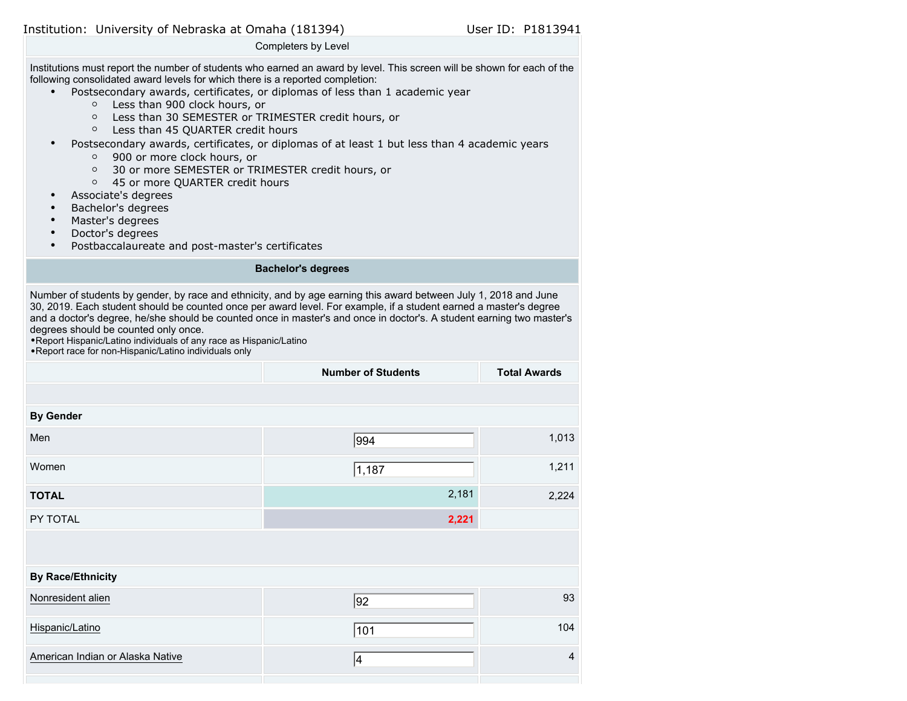Institution: University of Nebraska at Omaha (181394) User ID: P1813941

Completers by Level

Institutions must report the number of students who earned an award by level. This screen will be shown for each of the following consolidated award levels for which there is a reported completion:

- Postsecondary awards, certificates, or diplomas of less than 1 academic year
  - Less than 900 clock hours, or
  - Less than 30 SEMESTER or TRIMESTER credit hours, or
  - Less than 45 QUARTER credit hours
- Postsecondary awards, certificates, or diplomas of at least 1 but less than 4 academic years
  - 900 or more clock hours, or
  - 30 or more SEMESTER or TRIMESTER credit hours, or
  - 45 or more QUARTER credit hours
- Associate's degrees
- Bachelor's degrees
- Master's degrees
- Doctor's degrees
- Postbaccalaureate and post-master's certificates

**Bachelor's degrees**

Number of students by gender, by race and ethnicity, and by age earning this award between July 1, 2018 and June 30, 2019. Each student should be counted once per award level. For example, if a student earned a master's degree and a doctor's degree, he/she should be counted once in master's and once in doctor's. A student earning two master's degrees should be counted only once.
•Report Hispanic/Latino individuals of any race as Hispanic/Latino
•Report race for non-Hispanic/Latino individuals only

| | Number of Students | Total Awards |
|---|---|---|
| **By Gender** | | |
| Men | 994 | 1,013 |
| Women | 1,187 | 1,211 |
| **TOTAL** | 2,181 | 2,224 |
| PY TOTAL | 2,221 | |
| **By Race/Ethnicity** | | |
| Nonresident alien | 92 | 93 |
| Hispanic/Latino | 101 | 104 |
| American Indian or Alaska Native | 4 | 4 |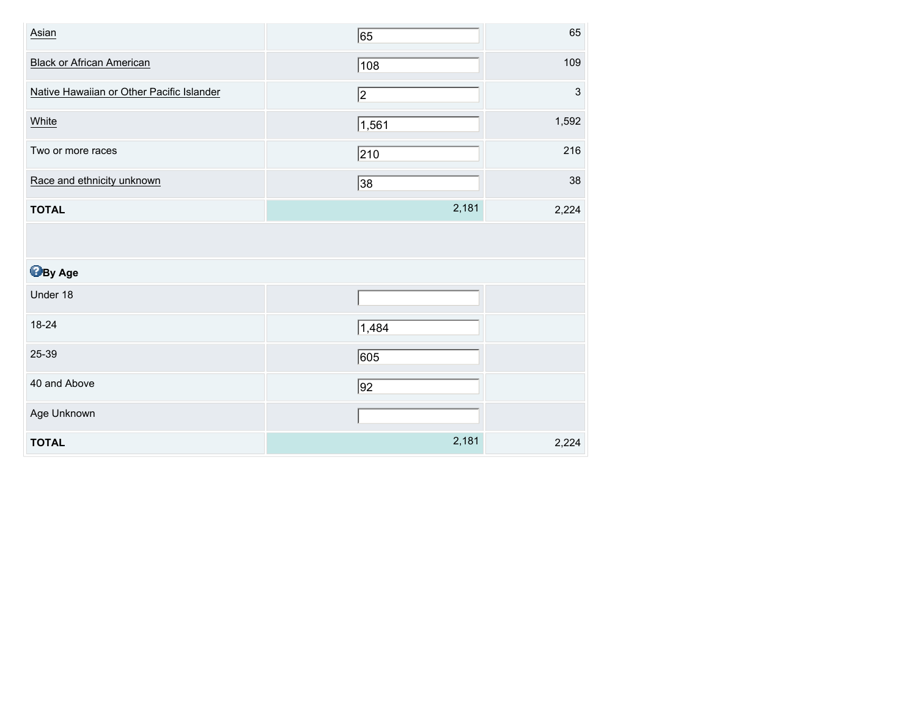| | | |
|---|---|---|
| Asian | 65 | 65 |
| Black or African American | 108 | 109 |
| Native Hawaiian or Other Pacific Islander | 2 | 3 |
| White | 1,561 | 1,592 |
| Two or more races | 210 | 216 |
| Race and ethnicity unknown | 38 | 38 |
| **TOTAL** | 2,181 | 2,224 |
| | | |
| **By Age** | | |
| Under 18 | | |
| 18-24 | 1,484 | |
| 25-39 | 605 | |
| 40 and Above | 92 | |
| Age Unknown | | |
| **TOTAL** | 2,181 | 2,224 |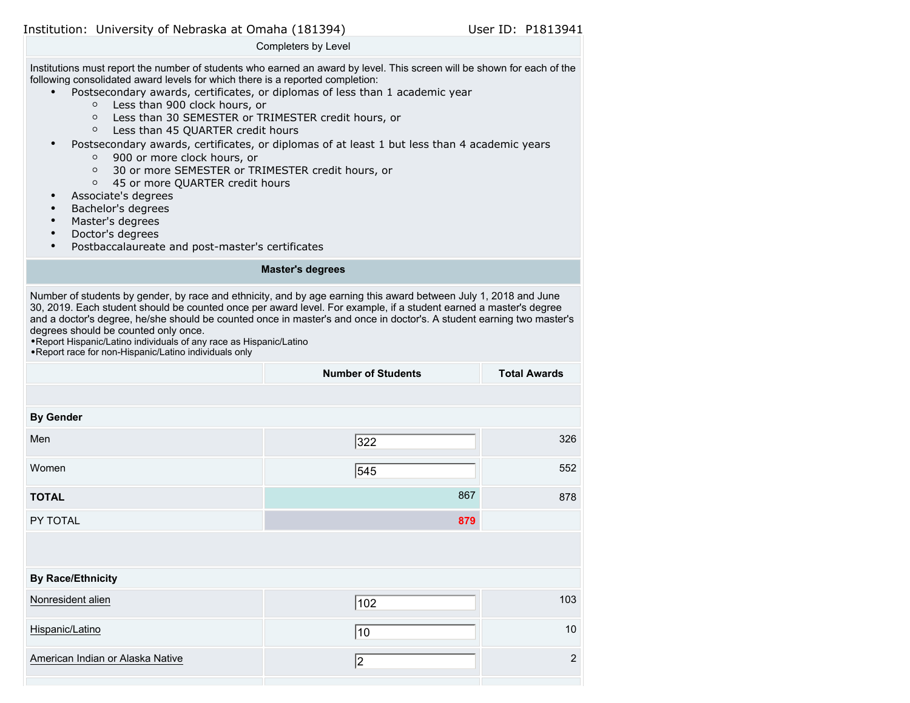Institution: University of Nebraska at Omaha (181394) User ID: P1813941

Completers by Level

Institutions must report the number of students who earned an award by level. This screen will be shown for each of the following consolidated award levels for which there is a reported completion:

- Postsecondary awards, certificates, or diplomas of less than 1 academic year
  - Less than 900 clock hours, or
  - Less than 30 SEMESTER or TRIMESTER credit hours, or
  - Less than 45 QUARTER credit hours
- Postsecondary awards, certificates, or diplomas of at least 1 but less than 4 academic years
  - 900 or more clock hours, or
  - 30 or more SEMESTER or TRIMESTER credit hours, or
  - 45 or more QUARTER credit hours
- Associate's degrees
- Bachelor's degrees
- Master's degrees
- Doctor's degrees
- Postbaccalaureate and post-master's certificates

**Master's degrees**

Number of students by gender, by race and ethnicity, and by age earning this award between July 1, 2018 and June 30, 2019. Each student should be counted once per award level. For example, if a student earned a master's degree and a doctor's degree, he/she should be counted once in master's and once in doctor's. A student earning two master's degrees should be counted only once.
•Report Hispanic/Latino individuals of any race as Hispanic/Latino
•Report race for non-Hispanic/Latino individuals only

| | Number of Students | Total Awards |
|---|---|---|
| **By Gender** | | |
| Men | 322 | 326 |
| Women | 545 | 552 |
| **TOTAL** | 867 | 878 |
| PY TOTAL | 879 | |
| **By Race/Ethnicity** | | |
| Nonresident alien | 102 | 103 |
| Hispanic/Latino | 10 | 10 |
| American Indian or Alaska Native | 2 | 2 |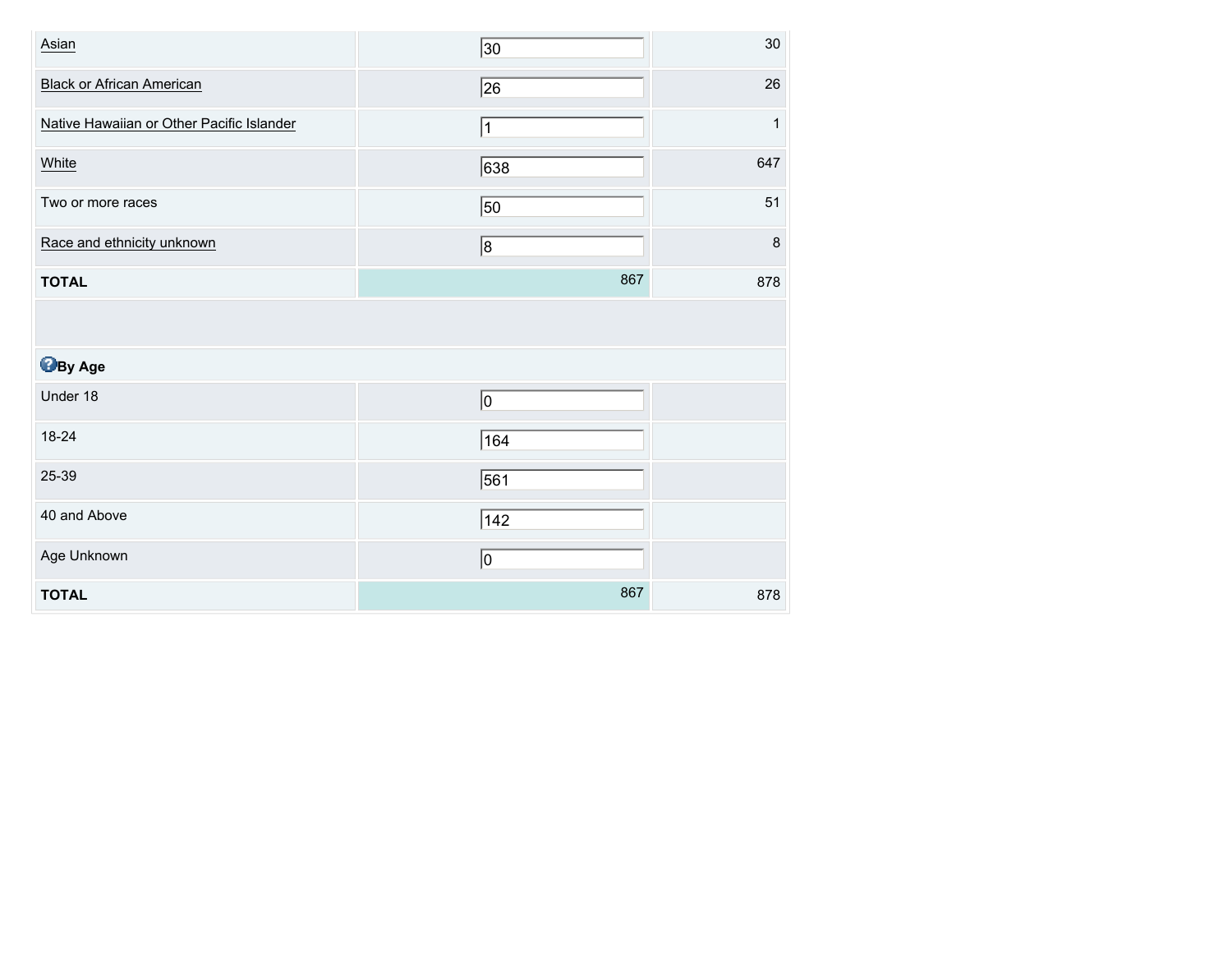| | | |
|---|---|---|
| Asian | 30 | 30 |
| Black or African American | 26 | 26 |
| Native Hawaiian or Other Pacific Islander | 1 | 1 |
| White | 638 | 647 |
| Two or more races | 50 | 51 |
| Race and ethnicity unknown | 8 | 8 |
| **TOTAL** | 867 | 878 |
| | | |
| **By Age** | | |
| Under 18 | 0 | |
| 18-24 | 164 | |
| 25-39 | 561 | |
| 40 and Above | 142 | |
| Age Unknown | 0 | |
| **TOTAL** | 867 | 878 |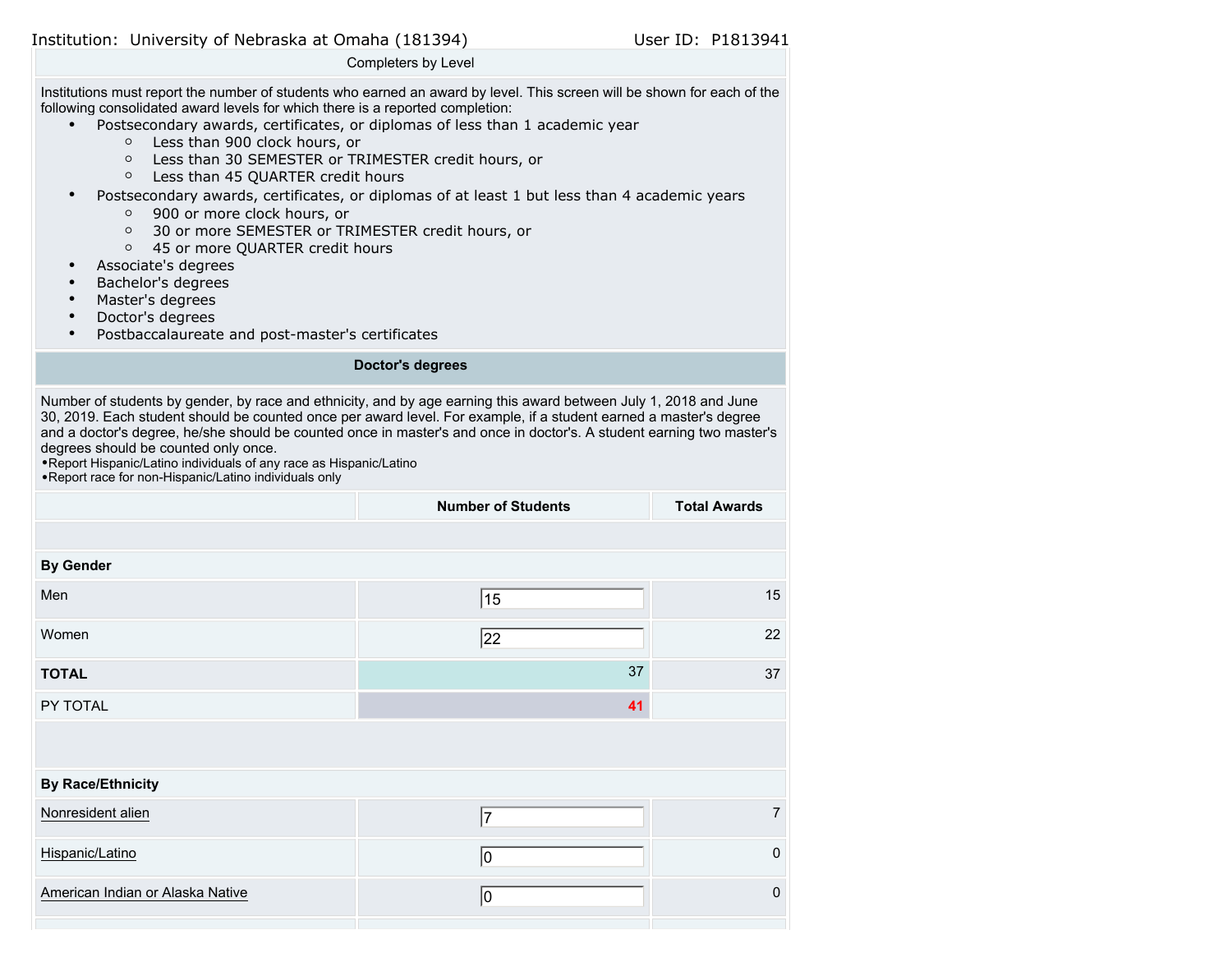Institution: University of Nebraska at Omaha (181394) User ID: P1813941

Completers by Level

Institutions must report the number of students who earned an award by level. This screen will be shown for each of the following consolidated award levels for which there is a reported completion:

- Postsecondary awards, certificates, or diplomas of less than 1 academic year
  - Less than 900 clock hours, or
  - Less than 30 SEMESTER or TRIMESTER credit hours, or
  - Less than 45 QUARTER credit hours
- Postsecondary awards, certificates, or diplomas of at least 1 but less than 4 academic years
  - 900 or more clock hours, or
  - 30 or more SEMESTER or TRIMESTER credit hours, or
  - 45 or more QUARTER credit hours
- Associate's degrees
- Bachelor's degrees
- Master's degrees
- Doctor's degrees
- Postbaccalaureate and post-master's certificates

## Doctor's degrees

Number of students by gender, by race and ethnicity, and by age earning this award between July 1, 2018 and June 30, 2019. Each student should be counted once per award level. For example, if a student earned a master's degree and a doctor's degree, he/she should be counted once in master's and once in doctor's. A student earning two master's degrees should be counted only once.

- •Report Hispanic/Latino individuals of any race as Hispanic/Latino
- •Report race for non-Hispanic/Latino individuals only

| | Number of Students | Total Awards |
|---|---|---|
| **By Gender** | | |
| Men | 15 | 15 |
| Women | 22 | 22 |
| **TOTAL** | 37 | 37 |
| PY TOTAL | 41 | |
| **By Race/Ethnicity** | | |
| Nonresident alien | 7 | 7 |
| Hispanic/Latino | 0 | 0 |
| American Indian or Alaska Native | 0 | 0 |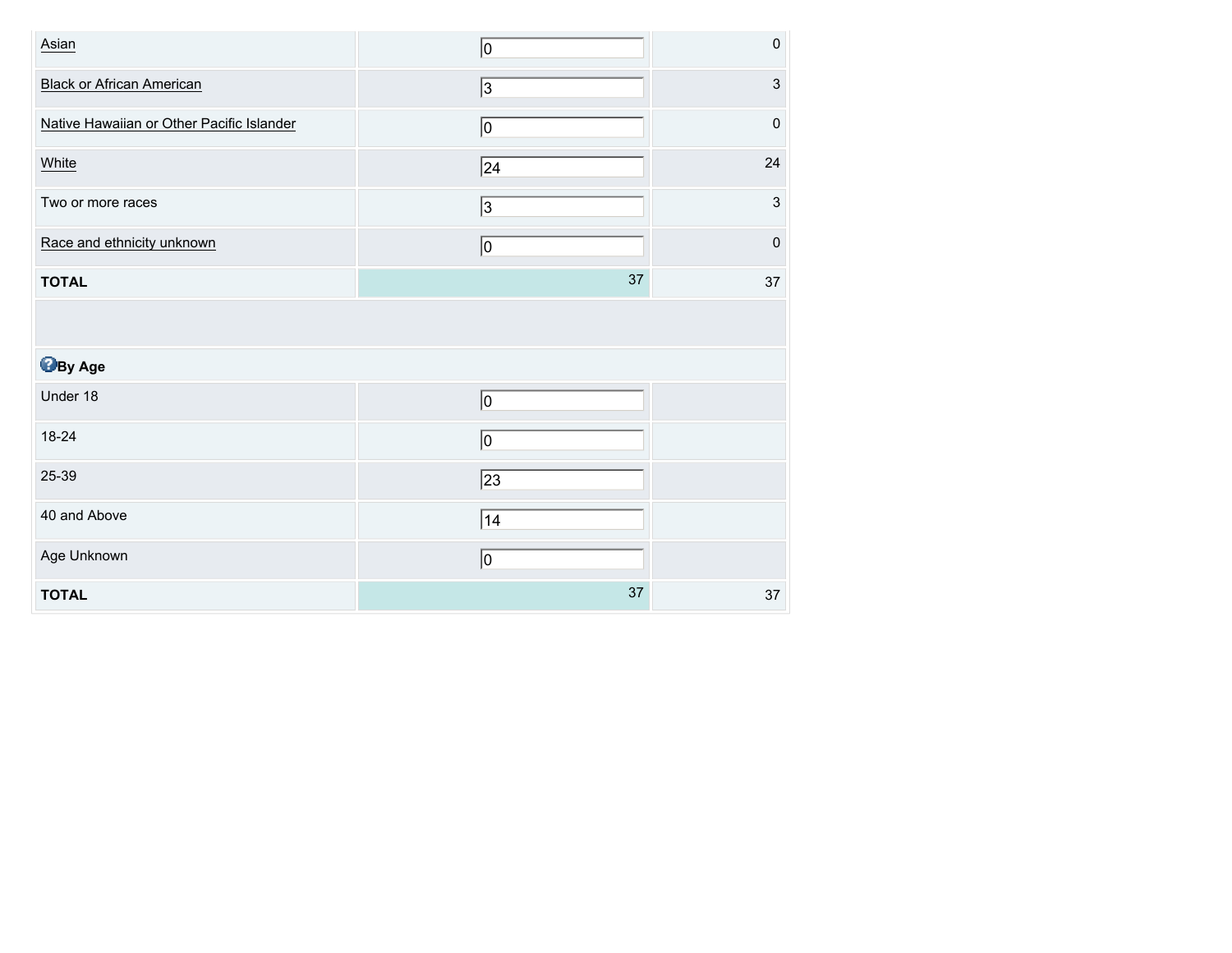| | | |
|---|---|---|
| Asian | 0 | 0 |
| Black or African American | 3 | 3 |
| Native Hawaiian or Other Pacific Islander | 0 | 0 |
| White | 24 | 24 |
| Two or more races | 3 | 3 |
| Race and ethnicity unknown | 0 | 0 |
| **TOTAL** | 37 | 37 |

| **By Age** | | |
|---|---|---|
| Under 18 | 0 | |
| 18-24 | 0 | |
| 25-39 | 23 | |
| 40 and Above | 14 | |
| Age Unknown | 0 | |
| **TOTAL** | 37 | 37 |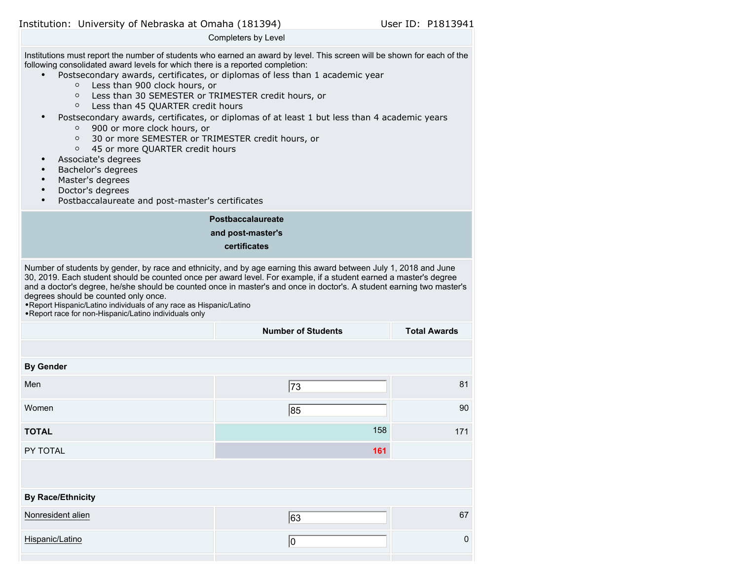Institution: University of Nebraska at Omaha (181394) User ID: P1813941

Completers by Level

Institutions must report the number of students who earned an award by level. This screen will be shown for each of the following consolidated award levels for which there is a reported completion:

- Postsecondary awards, certificates, or diplomas of less than 1 academic year
  - Less than 900 clock hours, or
  - Less than 30 SEMESTER or TRIMESTER credit hours, or
  - Less than 45 QUARTER credit hours
- Postsecondary awards, certificates, or diplomas of at least 1 but less than 4 academic years
  - 900 or more clock hours, or
  - 30 or more SEMESTER or TRIMESTER credit hours, or
  - 45 or more QUARTER credit hours
- Associate's degrees
- Bachelor's degrees
- Master's degrees
- Doctor's degrees
- Postbaccalaureate and post-master's certificates

**Postbaccalaureate and post-master's certificates**

Number of students by gender, by race and ethnicity, and by age earning this award between July 1, 2018 and June 30, 2019. Each student should be counted once per award level. For example, if a student earned a master's degree and a doctor's degree, he/she should be counted once in master's and once in doctor's. A student earning two master's degrees should be counted only once.
•Report Hispanic/Latino individuals of any race as Hispanic/Latino
•Report race for non-Hispanic/Latino individuals only

| | Number of Students | Total Awards |
|---|---|---|
| | | |
| **By Gender** | | |
| Men | 73 | 81 |
| Women | 85 | 90 |
| **TOTAL** | 158 | 171 |
| PY TOTAL | 161 | |
| | | |
| **By Race/Ethnicity** | | |
| Nonresident alien | 63 | 67 |
| Hispanic/Latino | 0 | 0 |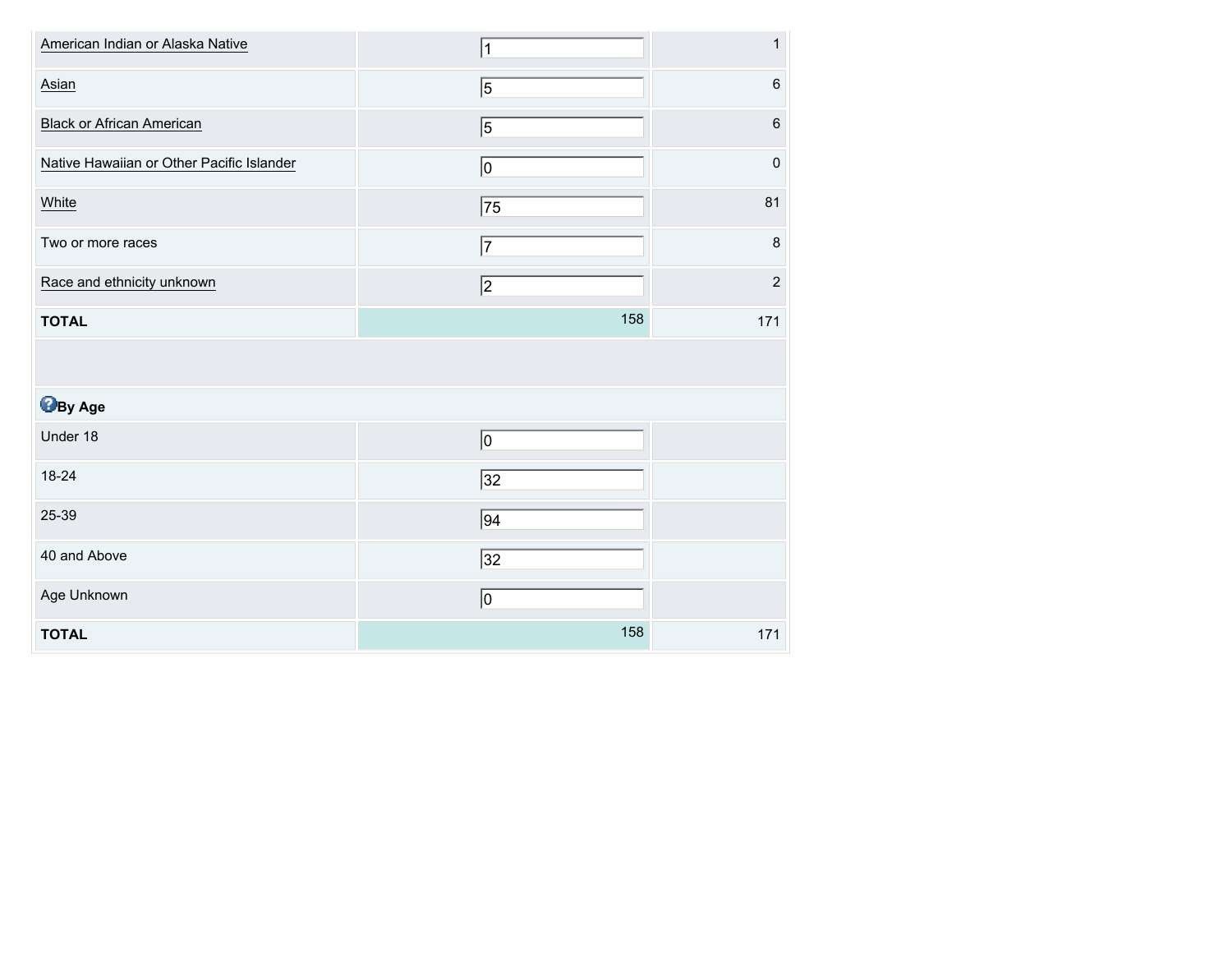| | | |
|---|---|---|
| American Indian or Alaska Native | 1 | 1 |
| Asian | 5 | 6 |
| Black or African American | 5 | 6 |
| Native Hawaiian or Other Pacific Islander | 0 | 0 |
| White | 75 | 81 |
| Two or more races | 7 | 8 |
| Race and ethnicity unknown | 2 | 2 |
| **TOTAL** | 158 | 171 |
| | | |
| **By Age** | | |
| Under 18 | 0 | |
| 18-24 | 32 | |
| 25-39 | 94 | |
| 40 and Above | 32 | |
| Age Unknown | 0 | |
| **TOTAL** | 158 | 171 |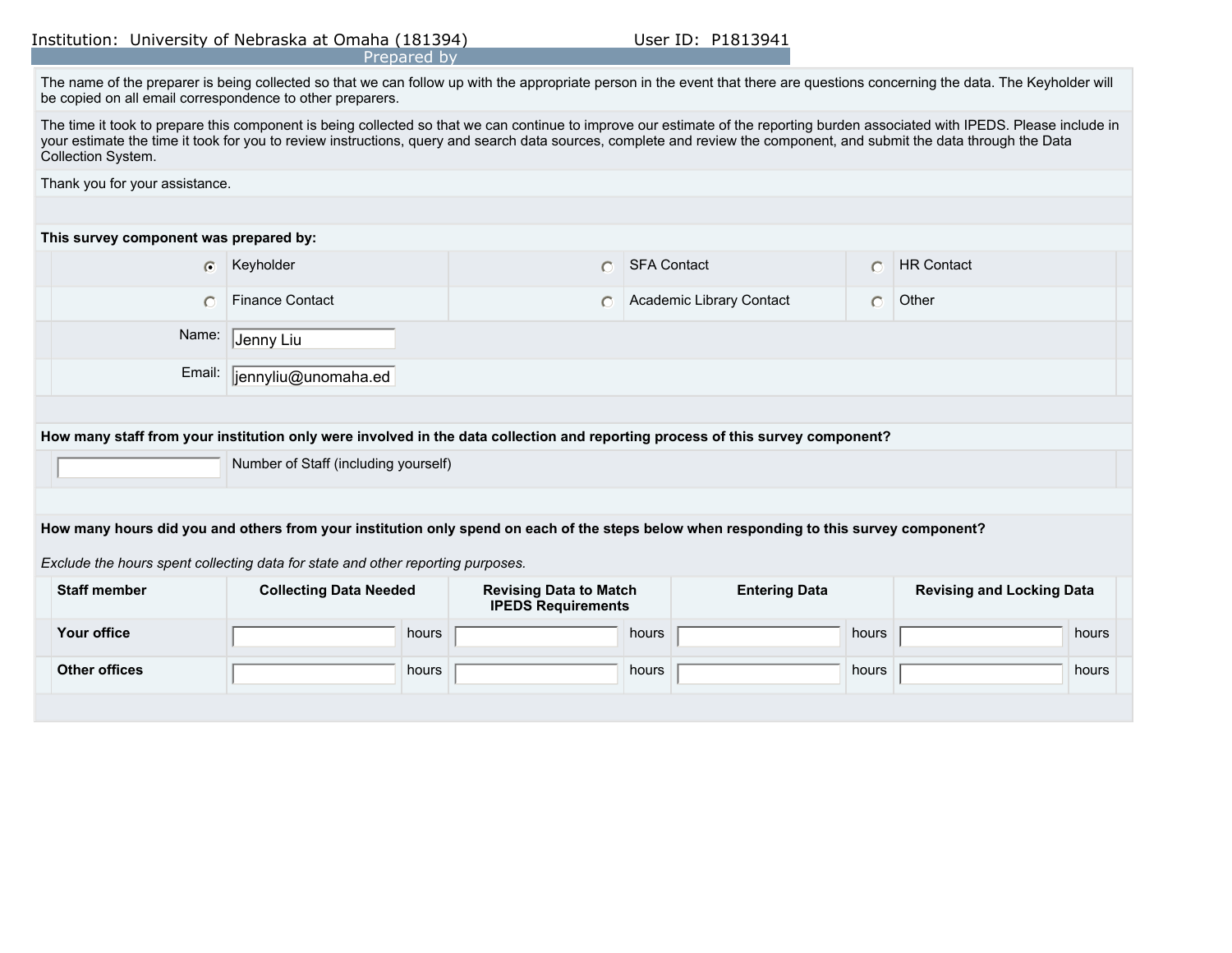Institution: University of Nebraska at Omaha (181394) User ID: P1813941

## Prepared by

The name of the preparer is being collected so that we can follow up with the appropriate person in the event that there are questions concerning the data. The Keyholder will be copied on all email correspondence to other preparers.

The time it took to prepare this component is being collected so that we can continue to improve our estimate of the reporting burden associated with IPEDS. Please include in your estimate the time it took for you to review instructions, query and search data sources, complete and review the component, and submit the data through the Data Collection System.

Thank you for your assistance.

**This survey component was prepared by:**

| | | |
|---|---|---|
| (●) Keyholder | ( ) SFA Contact | ( ) HR Contact |
| ( ) Finance Contact | ( ) Academic Library Contact | ( ) Other |

Name: Jenny Liu

Email: jennyliu@unomaha.ed

**How many staff from your institution only were involved in the data collection and reporting process of this survey component?**

[ ] Number of Staff (including yourself)

**How many hours did you and others from your institution only spend on each of the steps below when responding to this survey component?**

*Exclude the hours spent collecting data for state and other reporting purposes.*

| Staff member | Collecting Data Needed | Revising Data to Match IPEDS Requirements | Entering Data | Revising and Locking Data |
|---|---|---|---|---|
| **Your office** | hours | hours | hours | hours |
| **Other offices** | hours | hours | hours | hours |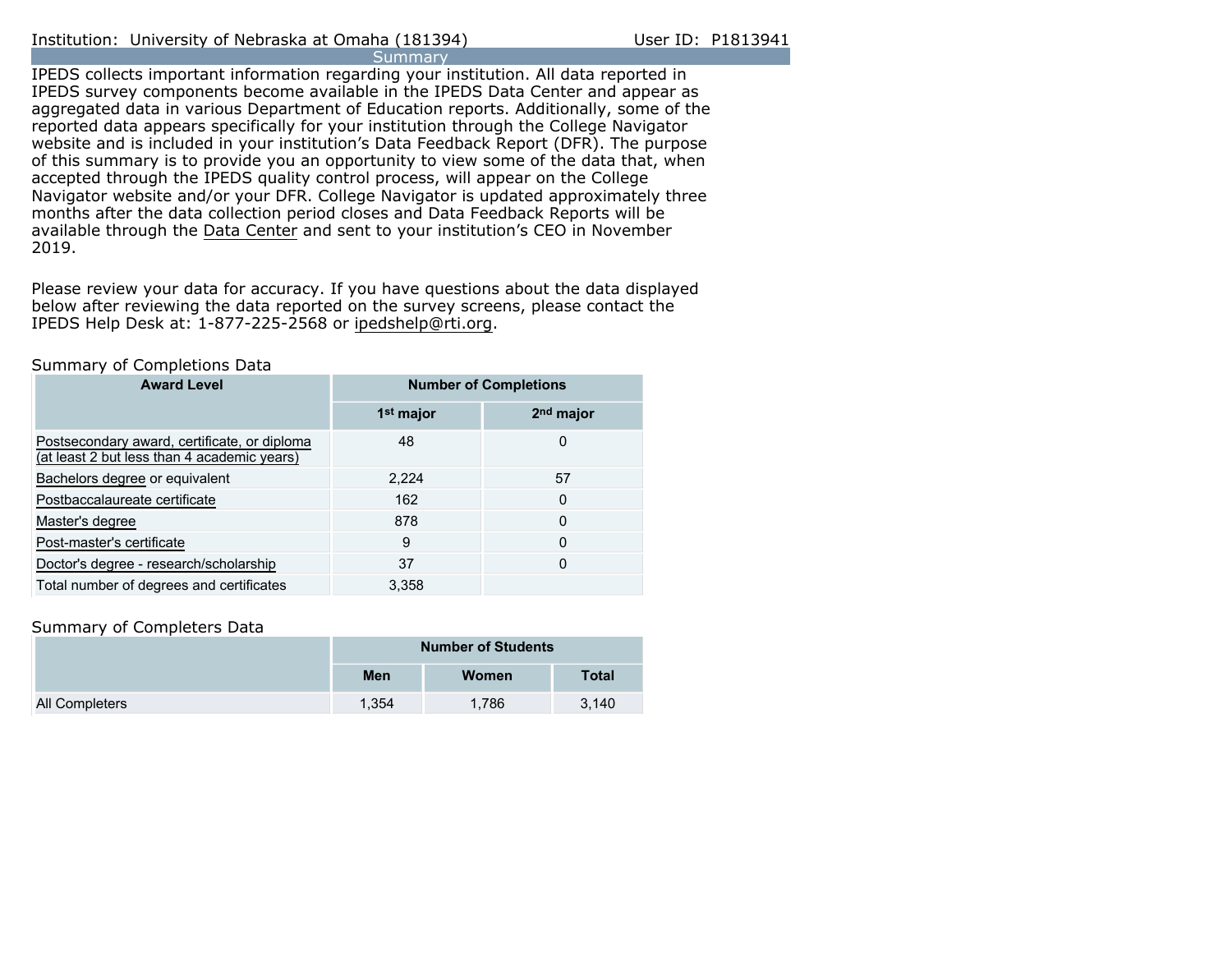Institution: University of Nebraska at Omaha (181394) User ID: P1813941

## Summary

IPEDS collects important information regarding your institution. All data reported in IPEDS survey components become available in the IPEDS Data Center and appear as aggregated data in various Department of Education reports. Additionally, some of the reported data appears specifically for your institution through the College Navigator website and is included in your institution's Data Feedback Report (DFR). The purpose of this summary is to provide you an opportunity to view some of the data that, when accepted through the IPEDS quality control process, will appear on the College Navigator website and/or your DFR. College Navigator is updated approximately three months after the data collection period closes and Data Feedback Reports will be available through the Data Center and sent to your institution's CEO in November 2019.

Please review your data for accuracy. If you have questions about the data displayed below after reviewing the data reported on the survey screens, please contact the IPEDS Help Desk at: 1-877-225-2568 or ipedshelp@rti.org.

### Summary of Completions Data

| Award Level | Number of Completions | |
|---|---|---|
| | 1st major | 2nd major |
| Postsecondary award, certificate, or diploma (at least 2 but less than 4 academic years) | 48 | 0 |
| Bachelors degree or equivalent | 2,224 | 57 |
| Postbaccalaureate certificate | 162 | 0 |
| Master's degree | 878 | 0 |
| Post-master's certificate | 9 | 0 |
| Doctor's degree - research/scholarship | 37 | 0 |
| Total number of degrees and certificates | 3,358 | |

### Summary of Completers Data

| | Number of Students | | |
|---|---|---|---|
| | Men | Women | Total |
| All Completers | 1,354 | 1,786 | 3,140 |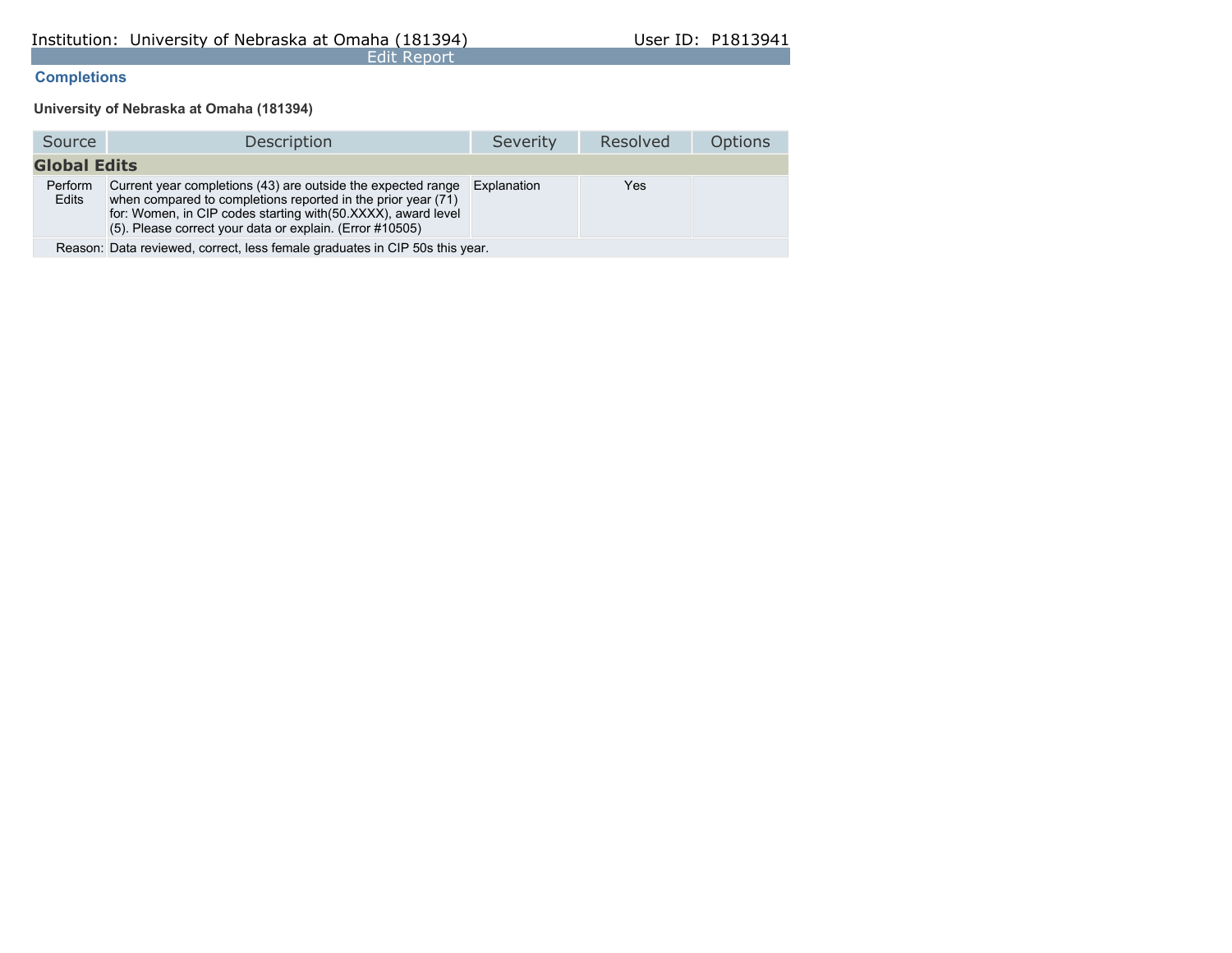Institution: University of Nebraska at Omaha (181394) User ID: P1813941

Edit Report

## Completions

**University of Nebraska at Omaha (181394)**

| Source | Description | Severity | Resolved | Options |
|---|---|---|---|---|
| **Global Edits** | | | | |
| Perform Edits | Current year completions (43) are outside the expected range when compared to completions reported in the prior year (71) for: Women, in CIP codes starting with(50.XXXX), award level (5). Please correct your data or explain. (Error #10505) | Explanation | Yes | |
| Reason: | Data reviewed, correct, less female graduates in CIP 50s this year. | | | |